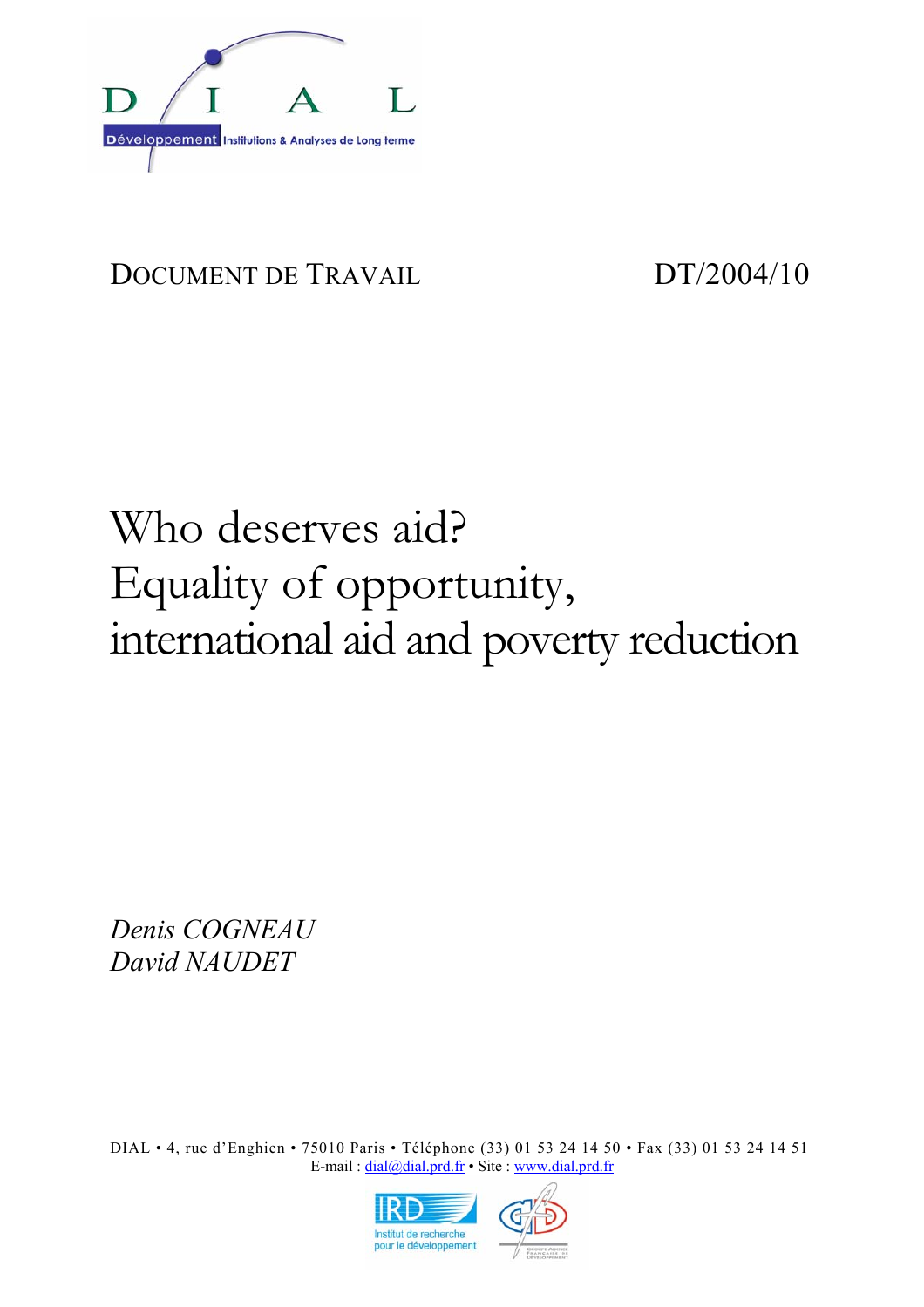DOCUMENT DE TRAVAIL DT/2004/10

# Who deserves aid? Equality of opportunity, international aid and poverty reduction

*Denis COGNEAU*
*David NAUDET*

DIAL • 4, rue d'Enghien • 75010 Paris • Téléphone (33) 01 53 24 14 50 • Fax (33) 01 53 24 14 51
E-mail : dial@dial.prd.fr • Site : www.dial.prd.fr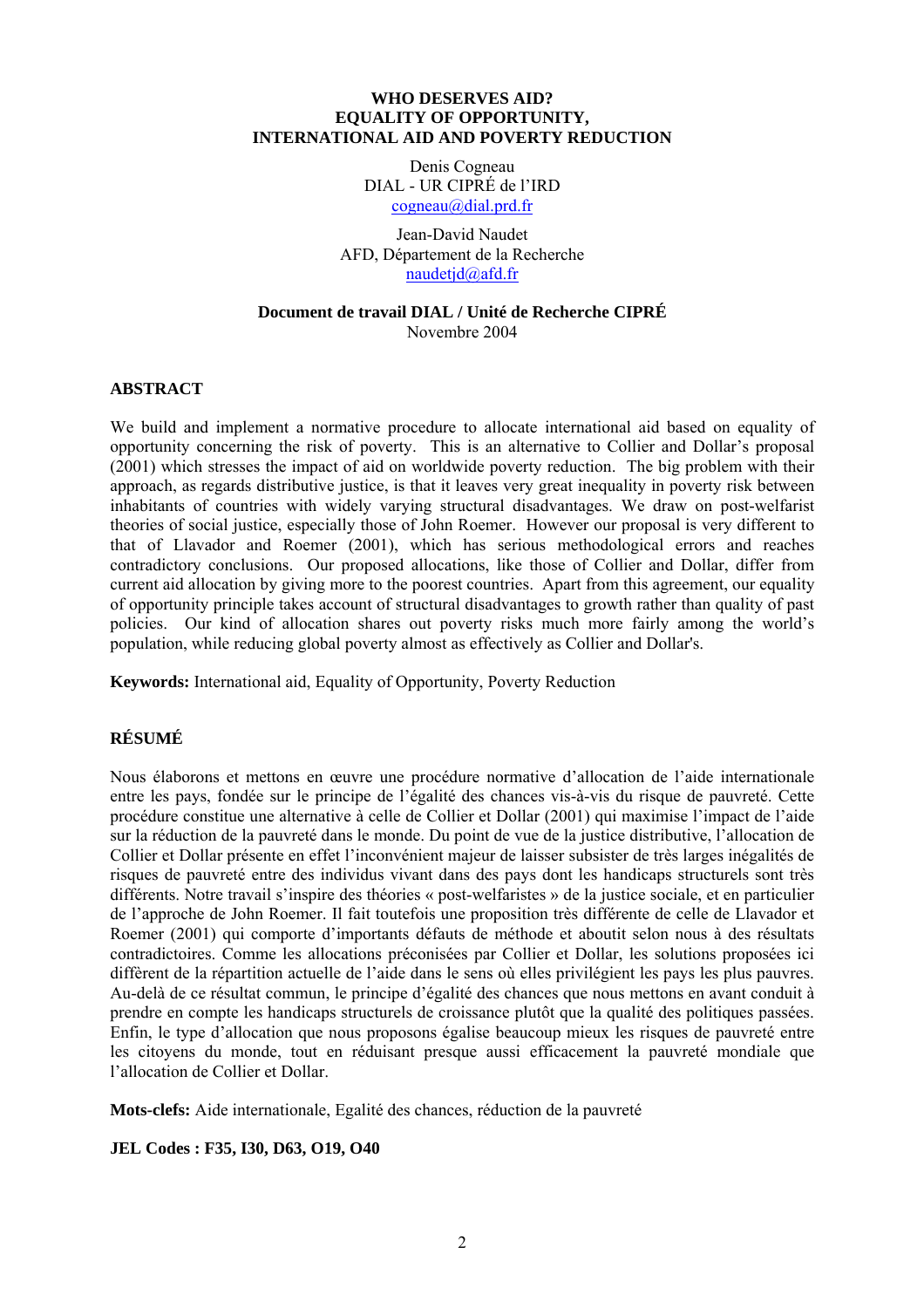**WHO DESERVES AID?**
**EQUALITY OF OPPORTUNITY,**
**INTERNATIONAL AID AND POVERTY REDUCTION**

Denis Cogneau
DIAL - UR CIPRÉ de l'IRD
cogneau@dial.prd.fr

Jean-David Naudet
AFD, Département de la Recherche
naudetjd@afd.fr

**Document de travail DIAL / Unité de Recherche CIPRÉ**
Novembre 2004

## ABSTRACT

We build and implement a normative procedure to allocate international aid based on equality of opportunity concerning the risk of poverty. This is an alternative to Collier and Dollar's proposal (2001) which stresses the impact of aid on worldwide poverty reduction. The big problem with their approach, as regards distributive justice, is that it leaves very great inequality in poverty risk between inhabitants of countries with widely varying structural disadvantages. We draw on post-welfarist theories of social justice, especially those of John Roemer. However our proposal is very different to that of Llavador and Roemer (2001), which has serious methodological errors and reaches contradictory conclusions. Our proposed allocations, like those of Collier and Dollar, differ from current aid allocation by giving more to the poorest countries. Apart from this agreement, our equality of opportunity principle takes account of structural disadvantages to growth rather than quality of past policies. Our kind of allocation shares out poverty risks much more fairly among the world's population, while reducing global poverty almost as effectively as Collier and Dollar's.

**Keywords:** International aid, Equality of Opportunity, Poverty Reduction

## RÉSUMÉ

Nous élaborons et mettons en œuvre une procédure normative d'allocation de l'aide internationale entre les pays, fondée sur le principe de l'égalité des chances vis-à-vis du risque de pauvreté. Cette procédure constitue une alternative à celle de Collier et Dollar (2001) qui maximise l'impact de l'aide sur la réduction de la pauvreté dans le monde. Du point de vue de la justice distributive, l'allocation de Collier et Dollar présente en effet l'inconvénient majeur de laisser subsister de très larges inégalités de risques de pauvreté entre des individus vivant dans des pays dont les handicaps structurels sont très différents. Notre travail s'inspire des théories « post-welfaristes » de la justice sociale, et en particulier de l'approche de John Roemer. Il fait toutefois une proposition très différente de celle de Llavador et Roemer (2001) qui comporte d'importants défauts de méthode et aboutit selon nous à des résultats contradictoires. Comme les allocations préconisées par Collier et Dollar, les solutions proposées ici diffèrent de la répartition actuelle de l'aide dans le sens où elles privilégient les pays les plus pauvres. Au-delà de ce résultat commun, le principe d'égalité des chances que nous mettons en avant conduit à prendre en compte les handicaps structurels de croissance plutôt que la qualité des politiques passées. Enfin, le type d'allocation que nous proposons égalise beaucoup mieux les risques de pauvreté entre les citoyens du monde, tout en réduisant presque aussi efficacement la pauvreté mondiale que l'allocation de Collier et Dollar.

**Mots-clefs:** Aide internationale, Egalité des chances, réduction de la pauvreté

**JEL Codes : F35, I30, D63, O19, O40**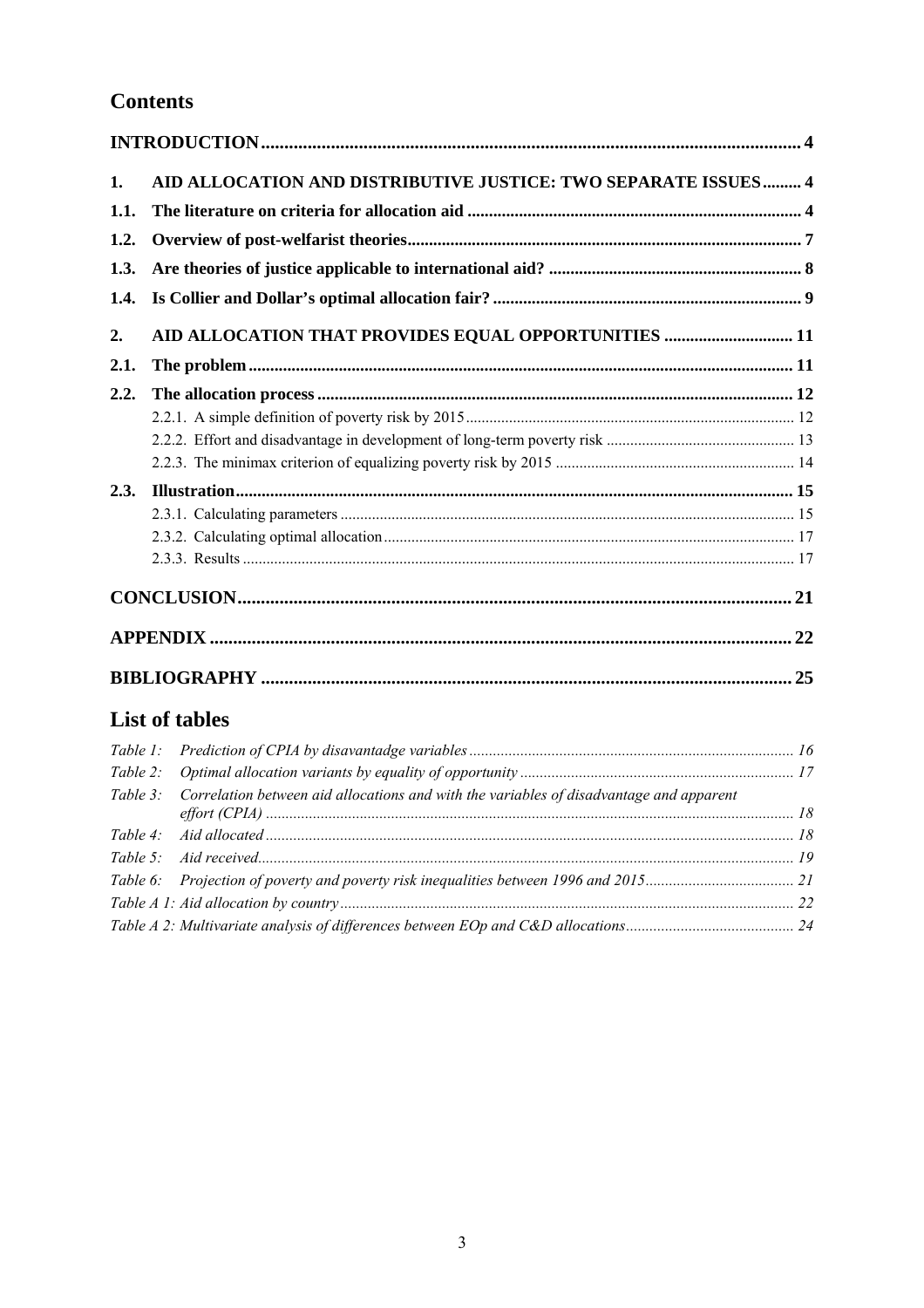## Contents

**INTRODUCTION** .......... 4

**1. AID ALLOCATION AND DISTRIBUTIVE JUSTICE: TWO SEPARATE ISSUES** .......... 4

**1.1. The literature on criteria for allocation aid** .......... 4

**1.2. Overview of post-welfarist theories** .......... 7

**1.3. Are theories of justice applicable to international aid?** .......... 8

**1.4. Is Collier and Dollar's optimal allocation fair?** .......... 9

**2. AID ALLOCATION THAT PROVIDES EQUAL OPPORTUNITIES** .......... 11

**2.1. The problem** .......... 11

**2.2. The allocation process** .......... 12

- 2.2.1. A simple definition of poverty risk by 2015 .......... 12
- 2.2.2. Effort and disadvantage in development of long-term poverty risk .......... 13
- 2.2.3. The minimax criterion of equalizing poverty risk by 2015 .......... 14

**2.3. Illustration** .......... 15

- 2.3.1. Calculating parameters .......... 15
- 2.3.2. Calculating optimal allocation .......... 17
- 2.3.3. Results .......... 17

**CONCLUSION** .......... 21

**APPENDIX** .......... 22

**BIBLIOGRAPHY** .......... 25

## List of tables

*Table 1: Prediction of CPIA by disavantadge variables* .......... 16

*Table 2: Optimal allocation variants by equality of opportunity* .......... 17

*Table 3: Correlation between aid allocations and with the variables of disadvantage and apparent effort (CPIA)* .......... 18

*Table 4: Aid allocated* .......... 18

*Table 5: Aid received* .......... 19

*Table 6: Projection of poverty and poverty risk inequalities between 1996 and 2015* .......... 21

*Table A 1: Aid allocation by country* .......... 22

*Table A 2: Multivariate analysis of differences between EOp and C&D allocations* .......... 24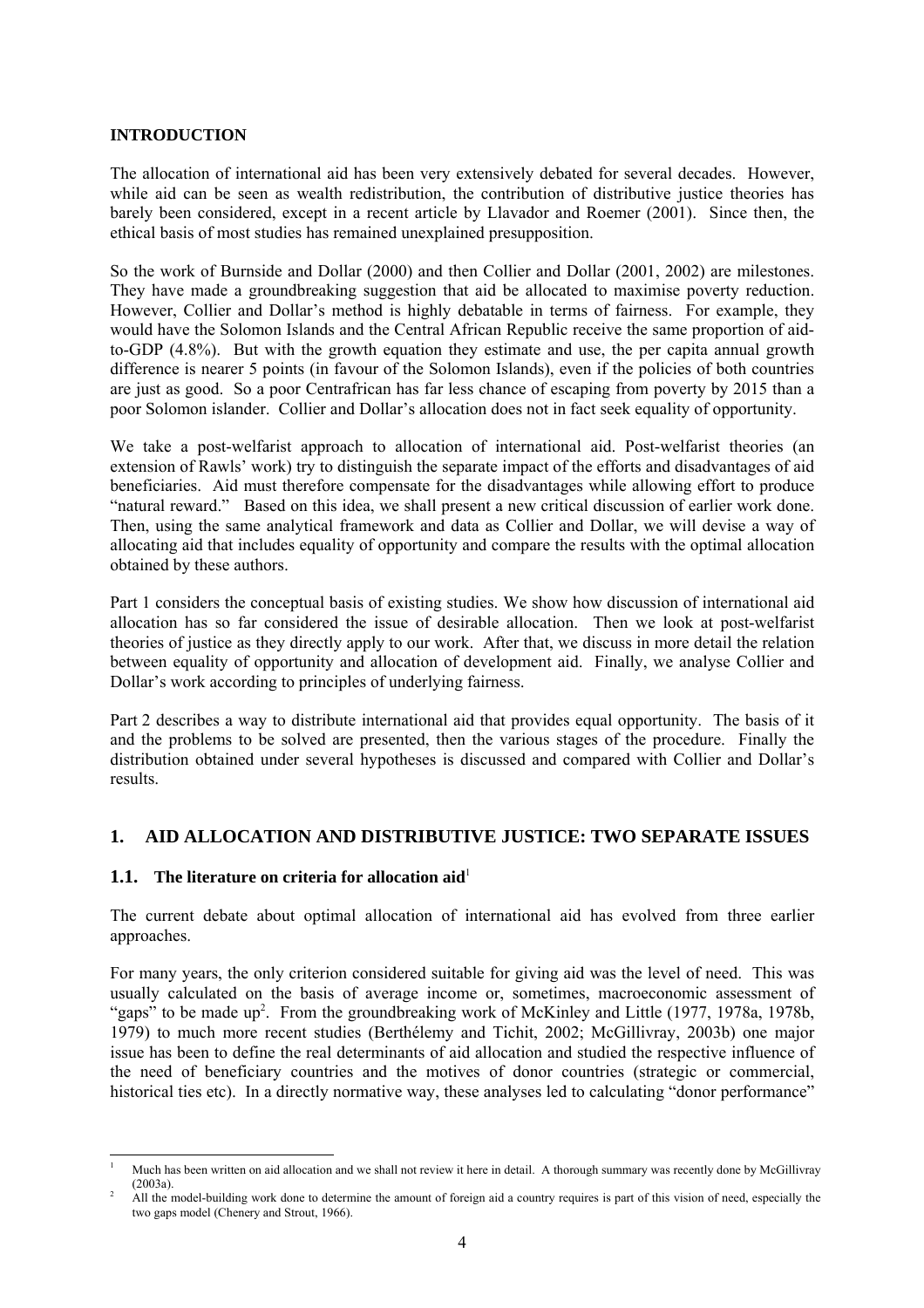## INTRODUCTION

The allocation of international aid has been very extensively debated for several decades. However, while aid can be seen as wealth redistribution, the contribution of distributive justice theories has barely been considered, except in a recent article by Llavador and Roemer (2001). Since then, the ethical basis of most studies has remained unexplained presupposition.

So the work of Burnside and Dollar (2000) and then Collier and Dollar (2001, 2002) are milestones. They have made a groundbreaking suggestion that aid be allocated to maximise poverty reduction. However, Collier and Dollar's method is highly debatable in terms of fairness. For example, they would have the Solomon Islands and the Central African Republic receive the same proportion of aid-to-GDP (4.8%). But with the growth equation they estimate and use, the per capita annual growth difference is nearer 5 points (in favour of the Solomon Islands), even if the policies of both countries are just as good. So a poor Centrafrican has far less chance of escaping from poverty by 2015 than a poor Solomon islander. Collier and Dollar's allocation does not in fact seek equality of opportunity.

We take a post-welfarist approach to allocation of international aid. Post-welfarist theories (an extension of Rawls' work) try to distinguish the separate impact of the efforts and disadvantages of aid beneficiaries. Aid must therefore compensate for the disadvantages while allowing effort to produce "natural reward." Based on this idea, we shall present a new critical discussion of earlier work done. Then, using the same analytical framework and data as Collier and Dollar, we will devise a way of allocating aid that includes equality of opportunity and compare the results with the optimal allocation obtained by these authors.

Part 1 considers the conceptual basis of existing studies. We show how discussion of international aid allocation has so far considered the issue of desirable allocation. Then we look at post-welfarist theories of justice as they directly apply to our work. After that, we discuss in more detail the relation between equality of opportunity and allocation of development aid. Finally, we analyse Collier and Dollar's work according to principles of underlying fairness.

Part 2 describes a way to distribute international aid that provides equal opportunity. The basis of it and the problems to be solved are presented, then the various stages of the procedure. Finally the distribution obtained under several hypotheses is discussed and compared with Collier and Dollar's results.

## 1. AID ALLOCATION AND DISTRIBUTIVE JUSTICE: TWO SEPARATE ISSUES

### 1.1. The literature on criteria for allocation aid[1]

The current debate about optimal allocation of international aid has evolved from three earlier approaches.

For many years, the only criterion considered suitable for giving aid was the level of need. This was usually calculated on the basis of average income or, sometimes, macroeconomic assessment of "gaps" to be made up[2]. From the groundbreaking work of McKinley and Little (1977, 1978a, 1978b, 1979) to much more recent studies (Berthélemy and Tichit, 2002; McGillivray, 2003b) one major issue has been to define the real determinants of aid allocation and studied the respective influence of the need of beneficiary countries and the motives of donor countries (strategic or commercial, historical ties etc). In a directly normative way, these analyses led to calculating "donor performance"

---

[1] Much has been written on aid allocation and we shall not review it here in detail. A thorough summary was recently done by McGillivray (2003a).

[2] All the model-building work done to determine the amount of foreign aid a country requires is part of this vision of need, especially the two gaps model (Chenery and Strout, 1966).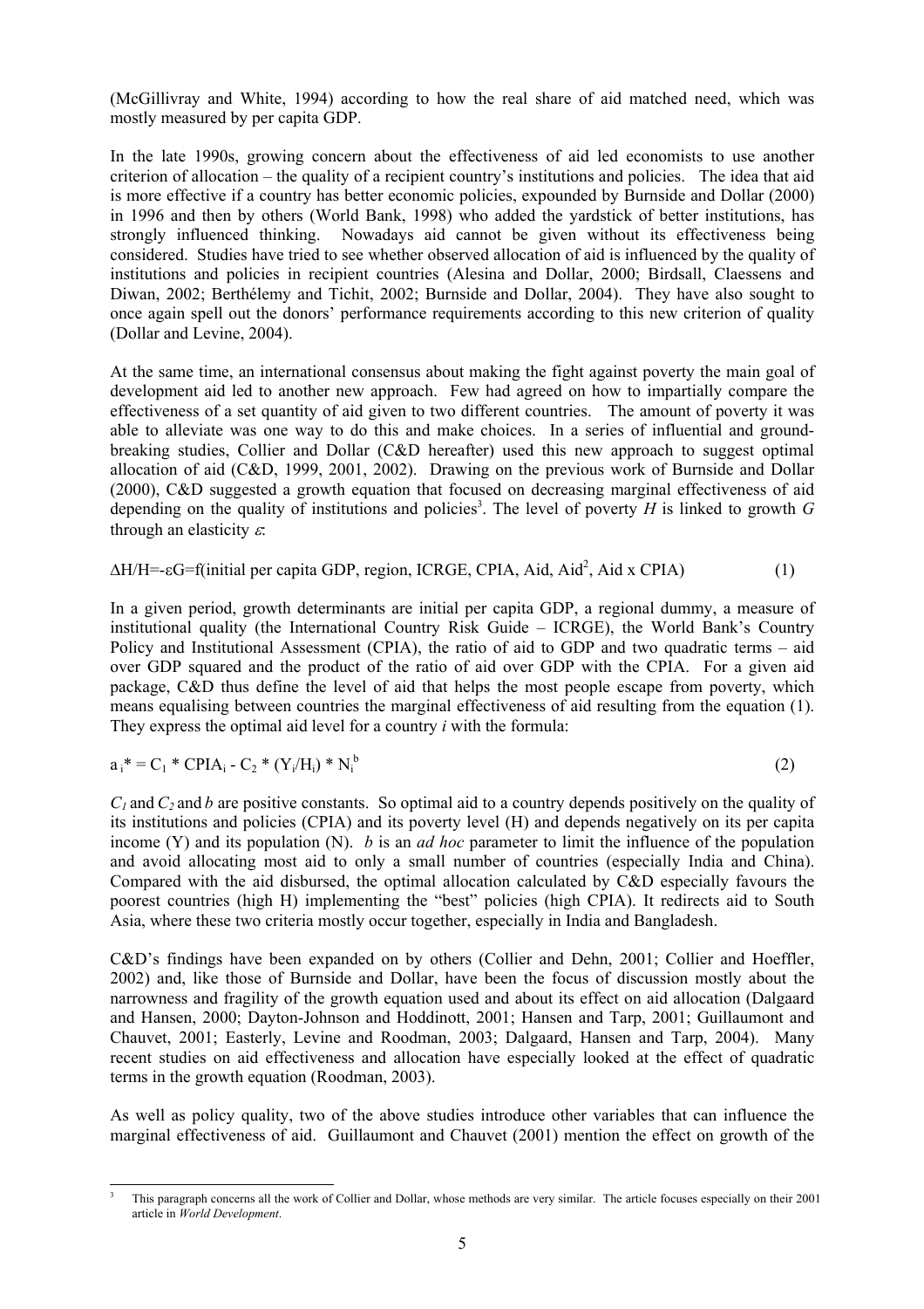(McGillivray and White, 1994) according to how the real share of aid matched need, which was mostly measured by per capita GDP.

In the late 1990s, growing concern about the effectiveness of aid led economists to use another criterion of allocation – the quality of a recipient country's institutions and policies. The idea that aid is more effective if a country has better economic policies, expounded by Burnside and Dollar (2000) in 1996 and then by others (World Bank, 1998) who added the yardstick of better institutions, has strongly influenced thinking. Nowadays aid cannot be given without its effectiveness being considered. Studies have tried to see whether observed allocation of aid is influenced by the quality of institutions and policies in recipient countries (Alesina and Dollar, 2000; Birdsall, Claessens and Diwan, 2002; Berthélemy and Tichit, 2002; Burnside and Dollar, 2004). They have also sought to once again spell out the donors' performance requirements according to this new criterion of quality (Dollar and Levine, 2004).

At the same time, an international consensus about making the fight against poverty the main goal of development aid led to another new approach. Few had agreed on how to impartially compare the effectiveness of a set quantity of aid given to two different countries. The amount of poverty it was able to alleviate was one way to do this and make choices. In a series of influential and ground-breaking studies, Collier and Dollar (C&D hereafter) used this new approach to suggest optimal allocation of aid (C&D, 1999, 2001, 2002). Drawing on the previous work of Burnside and Dollar (2000), C&D suggested a growth equation that focused on decreasing marginal effectiveness of aid depending on the quality of institutions and policies[3]. The level of poverty *H* is linked to growth *G* through an elasticity $\varepsilon$:

$$\Delta H/H = -\varepsilon G = f(\text{initial per capita GDP, region, ICRGE, CPIA, Aid, Aid}^2\text{, Aid x CPIA}) \qquad (1)$$

In a given period, growth determinants are initial per capita GDP, a regional dummy, a measure of institutional quality (the International Country Risk Guide – ICRGE), the World Bank's Country Policy and Institutional Assessment (CPIA), the ratio of aid to GDP and two quadratic terms – aid over GDP squared and the product of the ratio of aid over GDP with the CPIA. For a given aid package, C&D thus define the level of aid that helps the most people escape from poverty, which means equalising between countries the marginal effectiveness of aid resulting from the equation (1). They express the optimal aid level for a country *i* with the formula:

$$a_i^* = C_1 * CPIA_i - C_2 * (Y_i/H_i) * N_i^b \qquad (2)$$

$C_1$ and $C_2$ and $b$ are positive constants. So optimal aid to a country depends positively on the quality of its institutions and policies (CPIA) and its poverty level (H) and depends negatively on its per capita income (Y) and its population (N). $b$ is an *ad hoc* parameter to limit the influence of the population and avoid allocating most aid to only a small number of countries (especially India and China). Compared with the aid disbursed, the optimal allocation calculated by C&D especially favours the poorest countries (high H) implementing the "best" policies (high CPIA). It redirects aid to South Asia, where these two criteria mostly occur together, especially in India and Bangladesh.

C&D's findings have been expanded on by others (Collier and Dehn, 2001; Collier and Hoeffler, 2002) and, like those of Burnside and Dollar, have been the focus of discussion mostly about the narrowness and fragility of the growth equation used and about its effect on aid allocation (Dalgaard and Hansen, 2000; Dayton-Johnson and Hoddinott, 2001; Hansen and Tarp, 2001; Guillaumont and Chauvet, 2001; Easterly, Levine and Roodman, 2003; Dalgaard, Hansen and Tarp, 2004). Many recent studies on aid effectiveness and allocation have especially looked at the effect of quadratic terms in the growth equation (Roodman, 2003).

As well as policy quality, two of the above studies introduce other variables that can influence the marginal effectiveness of aid. Guillaumont and Chauvet (2001) mention the effect on growth of the

[3] This paragraph concerns all the work of Collier and Dollar, whose methods are very similar. The article focuses especially on their 2001 article in *World Development*.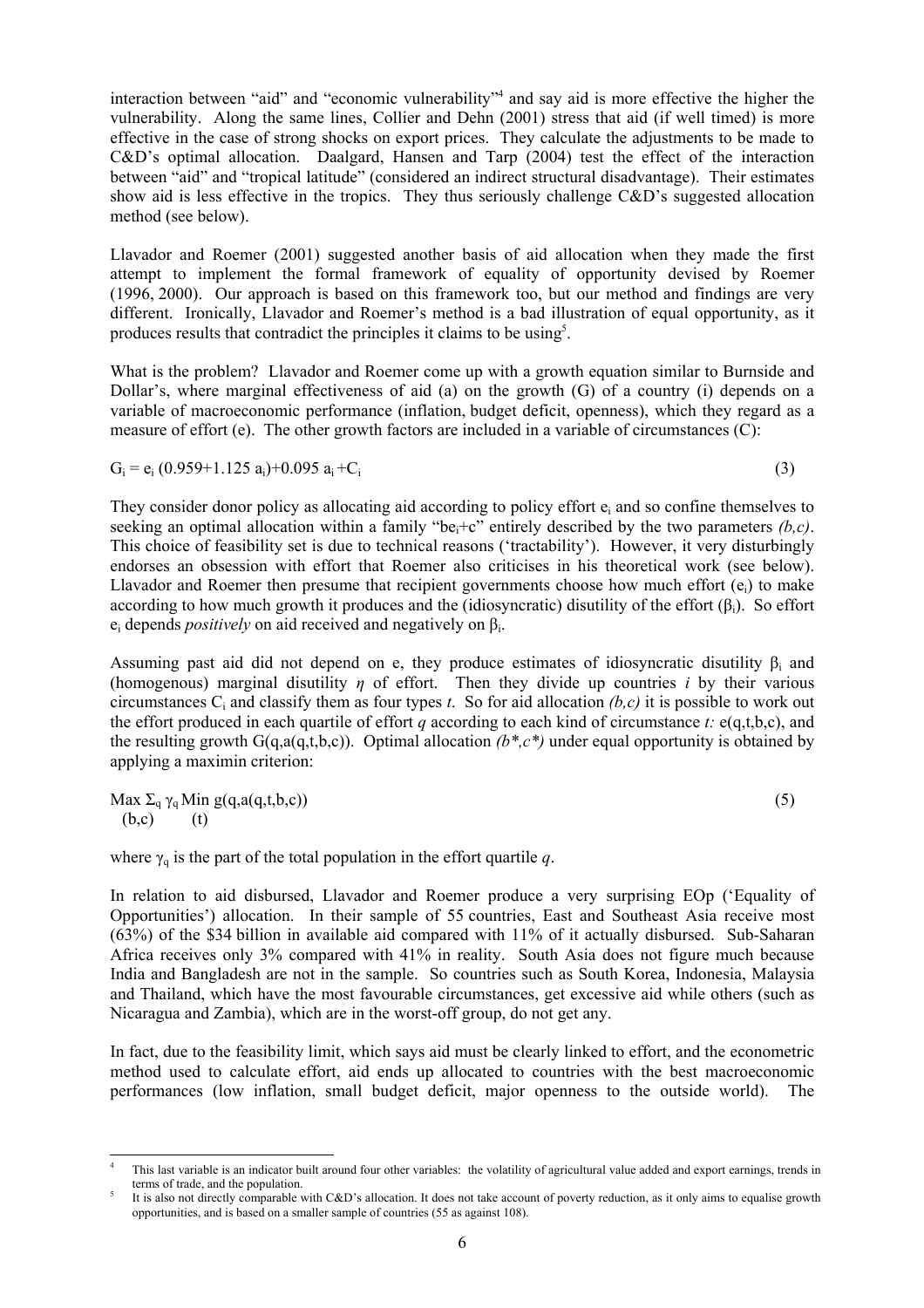interaction between "aid" and "economic vulnerability"[4] and say aid is more effective the higher the vulnerability. Along the same lines, Collier and Dehn (2001) stress that aid (if well timed) is more effective in the case of strong shocks on export prices. They calculate the adjustments to be made to C&D's optimal allocation. Daalgard, Hansen and Tarp (2004) test the effect of the interaction between "aid" and "tropical latitude" (considered an indirect structural disadvantage). Their estimates show aid is less effective in the tropics. They thus seriously challenge C&D's suggested allocation method (see below).

Llavador and Roemer (2001) suggested another basis of aid allocation when they made the first attempt to implement the formal framework of equality of opportunity devised by Roemer (1996, 2000). Our approach is based on this framework too, but our method and findings are very different. Ironically, Llavador and Roemer's method is a bad illustration of equal opportunity, as it produces results that contradict the principles it claims to be using[5].

What is the problem? Llavador and Roemer come up with a growth equation similar to Burnside and Dollar's, where marginal effectiveness of aid (a) on the growth (G) of a country (i) depends on a variable of macroeconomic performance (inflation, budget deficit, openness), which they regard as a measure of effort (e). The other growth factors are included in a variable of circumstances (C):

$$G_i = e_i\,(0.959+1.125\,a_i)+0.095\,a_i + C_i \qquad (3)$$

They consider donor policy as allocating aid according to policy effort $e_i$ and so confine themselves to seeking an optimal allocation within a family "$be_i+c$" entirely described by the two parameters *(b,c)*. This choice of feasibility set is due to technical reasons ('tractability'). However, it very disturbingly endorses an obsession with effort that Roemer also criticises in his theoretical work (see below). Llavador and Roemer then presume that recipient governments choose how much effort ($e_i$) to make according to how much growth it produces and the (idiosyncratic) disutility of the effort ($\beta_i$). So effort $e_i$ depends *positively* on aid received and negatively on $\beta_i$.

Assuming past aid did not depend on e, they produce estimates of idiosyncratic disutility $\beta_i$ and (homogenous) marginal disutility $\eta$ of effort. Then they divide up countries *i* by their various circumstances $C_i$ and classify them as four types *t*. So for aid allocation *(b,c)* it is possible to work out the effort produced in each quartile of effort *q* according to each kind of circumstance *t:* e(q,t,b,c), and the resulting growth G(q,a(q,t,b,c)). Optimal allocation *(b\*,c\*)* under equal opportunity is obtained by applying a maximin criterion:

$$\max_{(b,c)} \sum_q \gamma_q \min_{(t)} g(q,a(q,t,b,c)) \qquad (5)$$

where $\gamma_q$ is the part of the total population in the effort quartile *q*.

In relation to aid disbursed, Llavador and Roemer produce a very surprising EOp ('Equality of Opportunities') allocation. In their sample of 55 countries, East and Southeast Asia receive most (63%) of the $34 billion in available aid compared with 11% of it actually disbursed. Sub-Saharan Africa receives only 3% compared with 41% in reality. South Asia does not figure much because India and Bangladesh are not in the sample. So countries such as South Korea, Indonesia, Malaysia and Thailand, which have the most favourable circumstances, get excessive aid while others (such as Nicaragua and Zambia), which are in the worst-off group, do not get any.

In fact, due to the feasibility limit, which says aid must be clearly linked to effort, and the econometric method used to calculate effort, aid ends up allocated to countries with the best macroeconomic performances (low inflation, small budget deficit, major openness to the outside world). The

---

[4] This last variable is an indicator built around four other variables: the volatility of agricultural value added and export earnings, trends in terms of trade, and the population.

[5] It is also not directly comparable with C&D's allocation. It does not take account of poverty reduction, as it only aims to equalise growth opportunities, and is based on a smaller sample of countries (55 as against 108).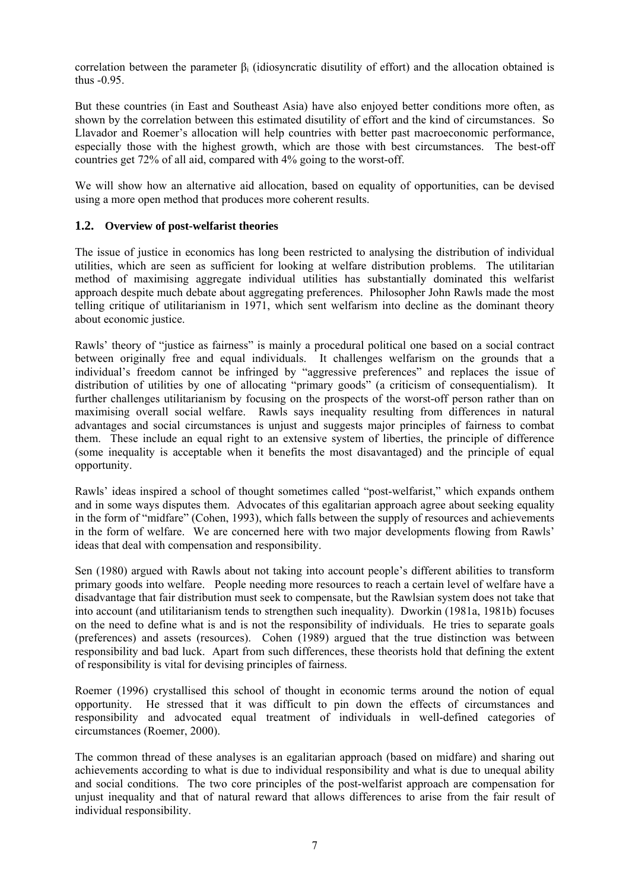correlation between the parameter $\beta_i$ (idiosyncratic disutility of effort) and the allocation obtained is thus -0.95.

But these countries (in East and Southeast Asia) have also enjoyed better conditions more often, as shown by the correlation between this estimated disutility of effort and the kind of circumstances. So Llavador and Roemer's allocation will help countries with better past macroeconomic performance, especially those with the highest growth, which are those with best circumstances. The best-off countries get 72% of all aid, compared with 4% going to the worst-off.

We will show how an alternative aid allocation, based on equality of opportunities, can be devised using a more open method that produces more coherent results.

### 1.2. Overview of post-welfarist theories

The issue of justice in economics has long been restricted to analysing the distribution of individual utilities, which are seen as sufficient for looking at welfare distribution problems. The utilitarian method of maximising aggregate individual utilities has substantially dominated this welfarist approach despite much debate about aggregating preferences. Philosopher John Rawls made the most telling critique of utilitarianism in 1971, which sent welfarism into decline as the dominant theory about economic justice.

Rawls' theory of "justice as fairness" is mainly a procedural political one based on a social contract between originally free and equal individuals. It challenges welfarism on the grounds that a individual's freedom cannot be infringed by "aggressive preferences" and replaces the issue of distribution of utilities by one of allocating "primary goods" (a criticism of consequentialism). It further challenges utilitarianism by focusing on the prospects of the worst-off person rather than on maximising overall social welfare. Rawls says inequality resulting from differences in natural advantages and social circumstances is unjust and suggests major principles of fairness to combat them. These include an equal right to an extensive system of liberties, the principle of difference (some inequality is acceptable when it benefits the most disadvantaged) and the principle of equal opportunity.

Rawls' ideas inspired a school of thought sometimes called "post-welfarist," which expands onthem and in some ways disputes them. Advocates of this egalitarian approach agree about seeking equality in the form of "midfare" (Cohen, 1993), which falls between the supply of resources and achievements in the form of welfare. We are concerned here with two major developments flowing from Rawls' ideas that deal with compensation and responsibility.

Sen (1980) argued with Rawls about not taking into account people's different abilities to transform primary goods into welfare. People needing more resources to reach a certain level of welfare have a disadvantage that fair distribution must seek to compensate, but the Rawlsian system does not take that into account (and utilitarianism tends to strengthen such inequality). Dworkin (1981a, 1981b) focuses on the need to define what is and is not the responsibility of individuals. He tries to separate goals (preferences) and assets (resources). Cohen (1989) argued that the true distinction was between responsibility and bad luck. Apart from such differences, these theorists hold that defining the extent of responsibility is vital for devising principles of fairness.

Roemer (1996) crystallised this school of thought in economic terms around the notion of equal opportunity. He stressed that it was difficult to pin down the effects of circumstances and responsibility and advocated equal treatment of individuals in well-defined categories of circumstances (Roemer, 2000).

The common thread of these analyses is an egalitarian approach (based on midfare) and sharing out achievements according to what is due to individual responsibility and what is due to unequal ability and social conditions. The two core principles of the post-welfarist approach are compensation for unjust inequality and that of natural reward that allows differences to arise from the fair result of individual responsibility.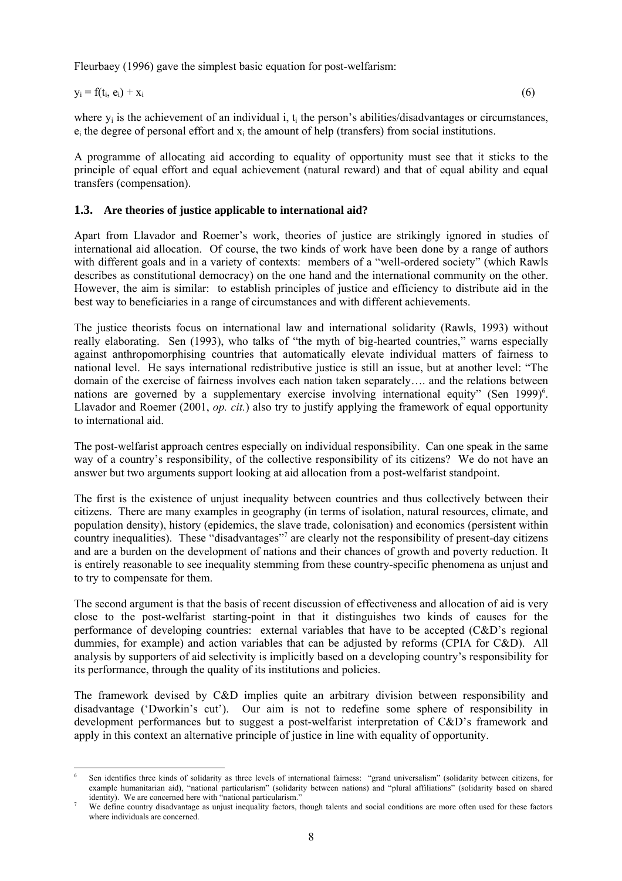Fleurbaey (1996) gave the simplest basic equation for post-welfarism:

$$y_i = f(t_i, e_i) + x_i \qquad (6)$$

where $y_i$ is the achievement of an individual i, $t_i$ the person's abilities/disadvantages or circumstances, $e_i$ the degree of personal effort and $x_i$ the amount of help (transfers) from social institutions.

A programme of allocating aid according to equality of opportunity must see that it sticks to the principle of equal effort and equal achievement (natural reward) and that of equal ability and equal transfers (compensation).

### 1.3. Are theories of justice applicable to international aid?

Apart from Llavador and Roemer's work, theories of justice are strikingly ignored in studies of international aid allocation. Of course, the two kinds of work have been done by a range of authors with different goals and in a variety of contexts: members of a "well-ordered society" (which Rawls describes as constitutional democracy) on the one hand and the international community on the other. However, the aim is similar: to establish principles of justice and efficiency to distribute aid in the best way to beneficiaries in a range of circumstances and with different achievements.

The justice theorists focus on international law and international solidarity (Rawls, 1993) without really elaborating. Sen (1993), who talks of "the myth of big-hearted countries," warns especially against anthropomorphising countries that automatically elevate individual matters of fairness to national level. He says international redistributive justice is still an issue, but at another level: "The domain of the exercise of fairness involves each nation taken separately…. and the relations between nations are governed by a supplementary exercise involving international equity" (Sen 1999)[6]. Llavador and Roemer (2001, *op. cit.*) also try to justify applying the framework of equal opportunity to international aid.

The post-welfarist approach centres especially on individual responsibility. Can one speak in the same way of a country's responsibility, of the collective responsibility of its citizens? We do not have an answer but two arguments support looking at aid allocation from a post-welfarist standpoint.

The first is the existence of unjust inequality between countries and thus collectively between their citizens. There are many examples in geography (in terms of isolation, natural resources, climate, and population density), history (epidemics, the slave trade, colonisation) and economics (persistent within country inequalities). These "disadvantages"[7] are clearly not the responsibility of present-day citizens and are a burden on the development of nations and their chances of growth and poverty reduction. It is entirely reasonable to see inequality stemming from these country-specific phenomena as unjust and to try to compensate for them.

The second argument is that the basis of recent discussion of effectiveness and allocation of aid is very close to the post-welfarist starting-point in that it distinguishes two kinds of causes for the performance of developing countries: external variables that have to be accepted (C&D's regional dummies, for example) and action variables that can be adjusted by reforms (CPIA for C&D). All analysis by supporters of aid selectivity is implicitly based on a developing country's responsibility for its performance, through the quality of its institutions and policies.

The framework devised by C&D implies quite an arbitrary division between responsibility and disadvantage ('Dworkin's cut'). Our aim is not to redefine some sphere of responsibility in development performances but to suggest a post-welfarist interpretation of C&D's framework and apply in this context an alternative principle of justice in line with equality of opportunity.

---

[6] Sen identifies three kinds of solidarity as three levels of international fairness: "grand universalism" (solidarity between citizens, for example humanitarian aid), "national particularism" (solidarity between nations) and "plural affiliations" (solidarity based on shared identity). We are concerned here with "national particularism."

[7] We define country disadvantage as unjust inequality factors, though talents and social conditions are more often used for these factors where individuals are concerned.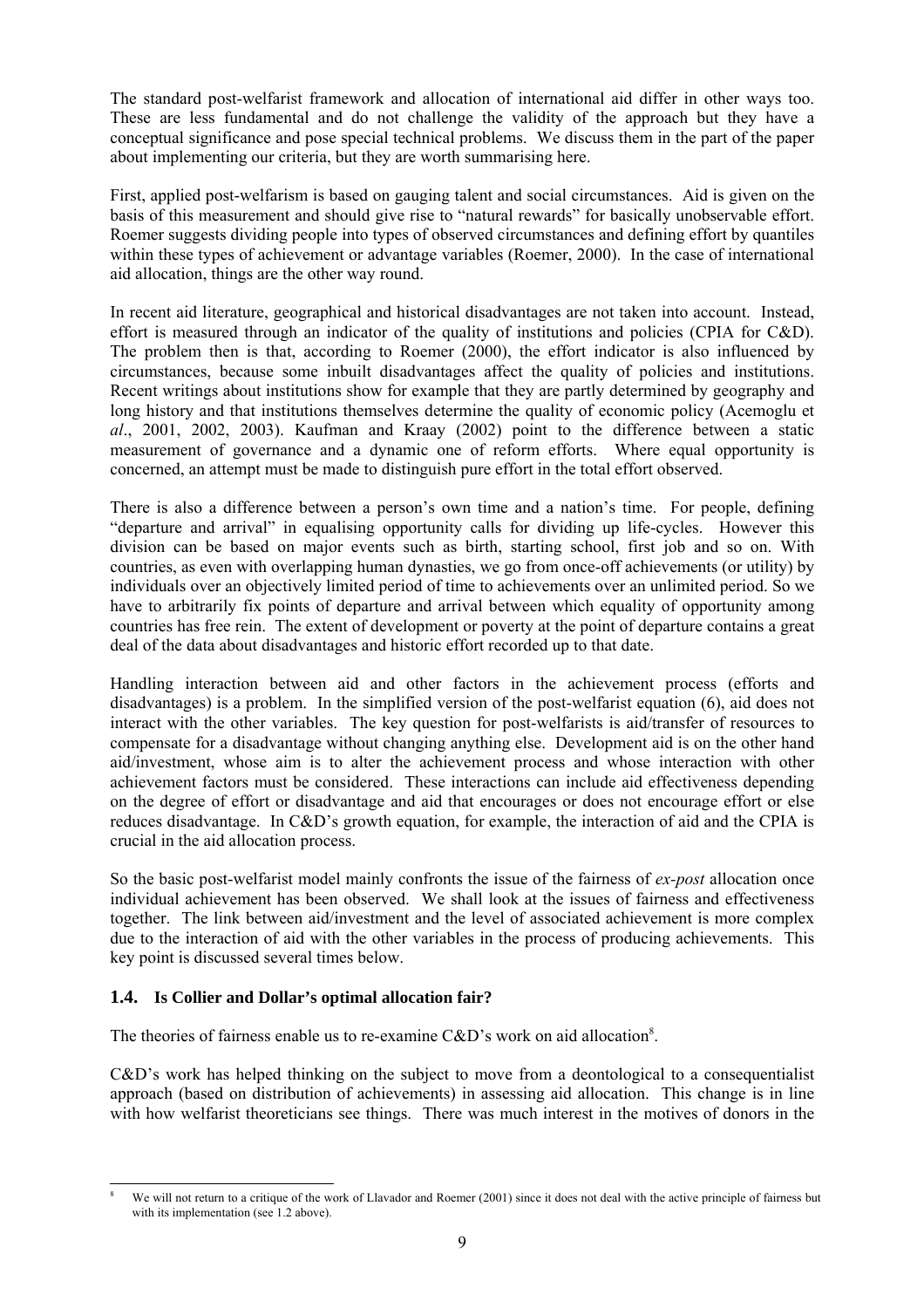The standard post-welfarist framework and allocation of international aid differ in other ways too. These are less fundamental and do not challenge the validity of the approach but they have a conceptual significance and pose special technical problems. We discuss them in the part of the paper about implementing our criteria, but they are worth summarising here.

First, applied post-welfarism is based on gauging talent and social circumstances. Aid is given on the basis of this measurement and should give rise to "natural rewards" for basically unobservable effort. Roemer suggests dividing people into types of observed circumstances and defining effort by quantiles within these types of achievement or advantage variables (Roemer, 2000). In the case of international aid allocation, things are the other way round.

In recent aid literature, geographical and historical disadvantages are not taken into account. Instead, effort is measured through an indicator of the quality of institutions and policies (CPIA for C&D). The problem then is that, according to Roemer (2000), the effort indicator is also influenced by circumstances, because some inbuilt disadvantages affect the quality of policies and institutions. Recent writings about institutions show for example that they are partly determined by geography and long history and that institutions themselves determine the quality of economic policy (Acemoglu et *al*., 2001, 2002, 2003). Kaufman and Kraay (2002) point to the difference between a static measurement of governance and a dynamic one of reform efforts. Where equal opportunity is concerned, an attempt must be made to distinguish pure effort in the total effort observed.

There is also a difference between a person's own time and a nation's time. For people, defining "departure and arrival" in equalising opportunity calls for dividing up life-cycles. However this division can be based on major events such as birth, starting school, first job and so on. With countries, as even with overlapping human dynasties, we go from once-off achievements (or utility) by individuals over an objectively limited period of time to achievements over an unlimited period. So we have to arbitrarily fix points of departure and arrival between which equality of opportunity among countries has free rein. The extent of development or poverty at the point of departure contains a great deal of the data about disadvantages and historic effort recorded up to that date.

Handling interaction between aid and other factors in the achievement process (efforts and disadvantages) is a problem. In the simplified version of the post-welfarist equation (6), aid does not interact with the other variables. The key question for post-welfarists is aid/transfer of resources to compensate for a disadvantage without changing anything else. Development aid is on the other hand aid/investment, whose aim is to alter the achievement process and whose interaction with other achievement factors must be considered. These interactions can include aid effectiveness depending on the degree of effort or disadvantage and aid that encourages or does not encourage effort or else reduces disadvantage. In C&D's growth equation, for example, the interaction of aid and the CPIA is crucial in the aid allocation process.

So the basic post-welfarist model mainly confronts the issue of the fairness of *ex-post* allocation once individual achievement has been observed. We shall look at the issues of fairness and effectiveness together. The link between aid/investment and the level of associated achievement is more complex due to the interaction of aid with the other variables in the process of producing achievements. This key point is discussed several times below.

### 1.4. Is Collier and Dollar's optimal allocation fair?

The theories of fairness enable us to re-examine C&D's work on aid allocation[8].

C&D's work has helped thinking on the subject to move from a deontological to a consequentialist approach (based on distribution of achievements) in assessing aid allocation. This change is in line with how welfarist theoreticians see things. There was much interest in the motives of donors in the

[8] We will not return to a critique of the work of Llavador and Roemer (2001) since it does not deal with the active principle of fairness but with its implementation (see 1.2 above).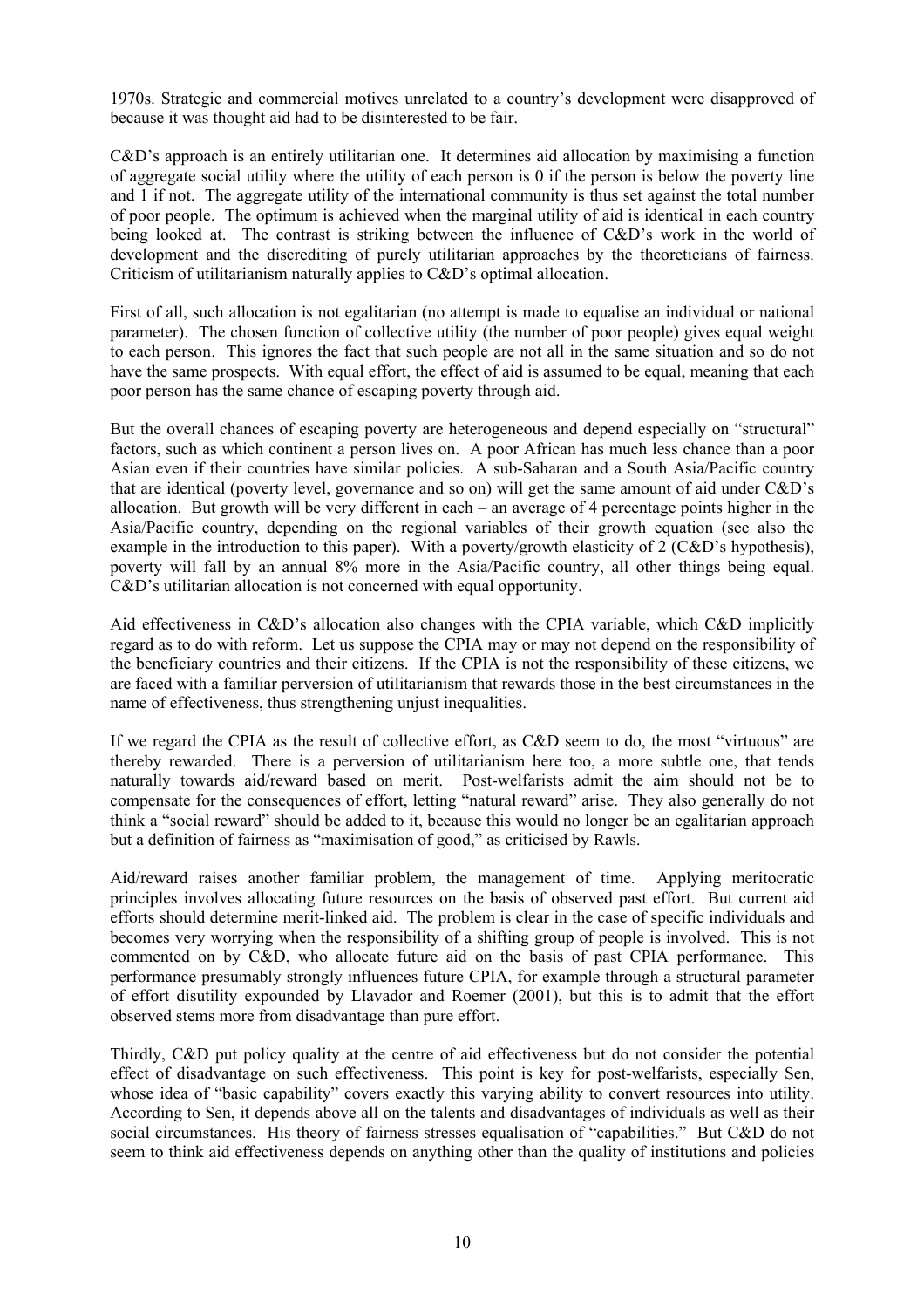1970s. Strategic and commercial motives unrelated to a country's development were disapproved of because it was thought aid had to be disinterested to be fair.

C&D's approach is an entirely utilitarian one. It determines aid allocation by maximising a function of aggregate social utility where the utility of each person is 0 if the person is below the poverty line and 1 if not. The aggregate utility of the international community is thus set against the total number of poor people. The optimum is achieved when the marginal utility of aid is identical in each country being looked at. The contrast is striking between the influence of C&D's work in the world of development and the discrediting of purely utilitarian approaches by the theoreticians of fairness. Criticism of utilitarianism naturally applies to C&D's optimal allocation.

First of all, such allocation is not egalitarian (no attempt is made to equalise an individual or national parameter). The chosen function of collective utility (the number of poor people) gives equal weight to each person. This ignores the fact that such people are not all in the same situation and so do not have the same prospects. With equal effort, the effect of aid is assumed to be equal, meaning that each poor person has the same chance of escaping poverty through aid.

But the overall chances of escaping poverty are heterogeneous and depend especially on "structural" factors, such as which continent a person lives on. A poor African has much less chance than a poor Asian even if their countries have similar policies. A sub-Saharan and a South Asia/Pacific country that are identical (poverty level, governance and so on) will get the same amount of aid under C&D's allocation. But growth will be very different in each – an average of 4 percentage points higher in the Asia/Pacific country, depending on the regional variables of their growth equation (see also the example in the introduction to this paper). With a poverty/growth elasticity of 2 (C&D's hypothesis), poverty will fall by an annual 8% more in the Asia/Pacific country, all other things being equal. C&D's utilitarian allocation is not concerned with equal opportunity.

Aid effectiveness in C&D's allocation also changes with the CPIA variable, which C&D implicitly regard as to do with reform. Let us suppose the CPIA may or may not depend on the responsibility of the beneficiary countries and their citizens. If the CPIA is not the responsibility of these citizens, we are faced with a familiar perversion of utilitarianism that rewards those in the best circumstances in the name of effectiveness, thus strengthening unjust inequalities.

If we regard the CPIA as the result of collective effort, as C&D seem to do, the most "virtuous" are thereby rewarded. There is a perversion of utilitarianism here too, a more subtle one, that tends naturally towards aid/reward based on merit. Post-welfarists admit the aim should not be to compensate for the consequences of effort, letting "natural reward" arise. They also generally do not think a "social reward" should be added to it, because this would no longer be an egalitarian approach but a definition of fairness as "maximisation of good," as criticised by Rawls.

Aid/reward raises another familiar problem, the management of time. Applying meritocratic principles involves allocating future resources on the basis of observed past effort. But current aid efforts should determine merit-linked aid. The problem is clear in the case of specific individuals and becomes very worrying when the responsibility of a shifting group of people is involved. This is not commented on by C&D, who allocate future aid on the basis of past CPIA performance. This performance presumably strongly influences future CPIA, for example through a structural parameter of effort disutility expounded by Llavador and Roemer (2001), but this is to admit that the effort observed stems more from disadvantage than pure effort.

Thirdly, C&D put policy quality at the centre of aid effectiveness but do not consider the potential effect of disadvantage on such effectiveness. This point is key for post-welfarists, especially Sen, whose idea of "basic capability" covers exactly this varying ability to convert resources into utility. According to Sen, it depends above all on the talents and disadvantages of individuals as well as their social circumstances. His theory of fairness stresses equalisation of "capabilities." But C&D do not seem to think aid effectiveness depends on anything other than the quality of institutions and policies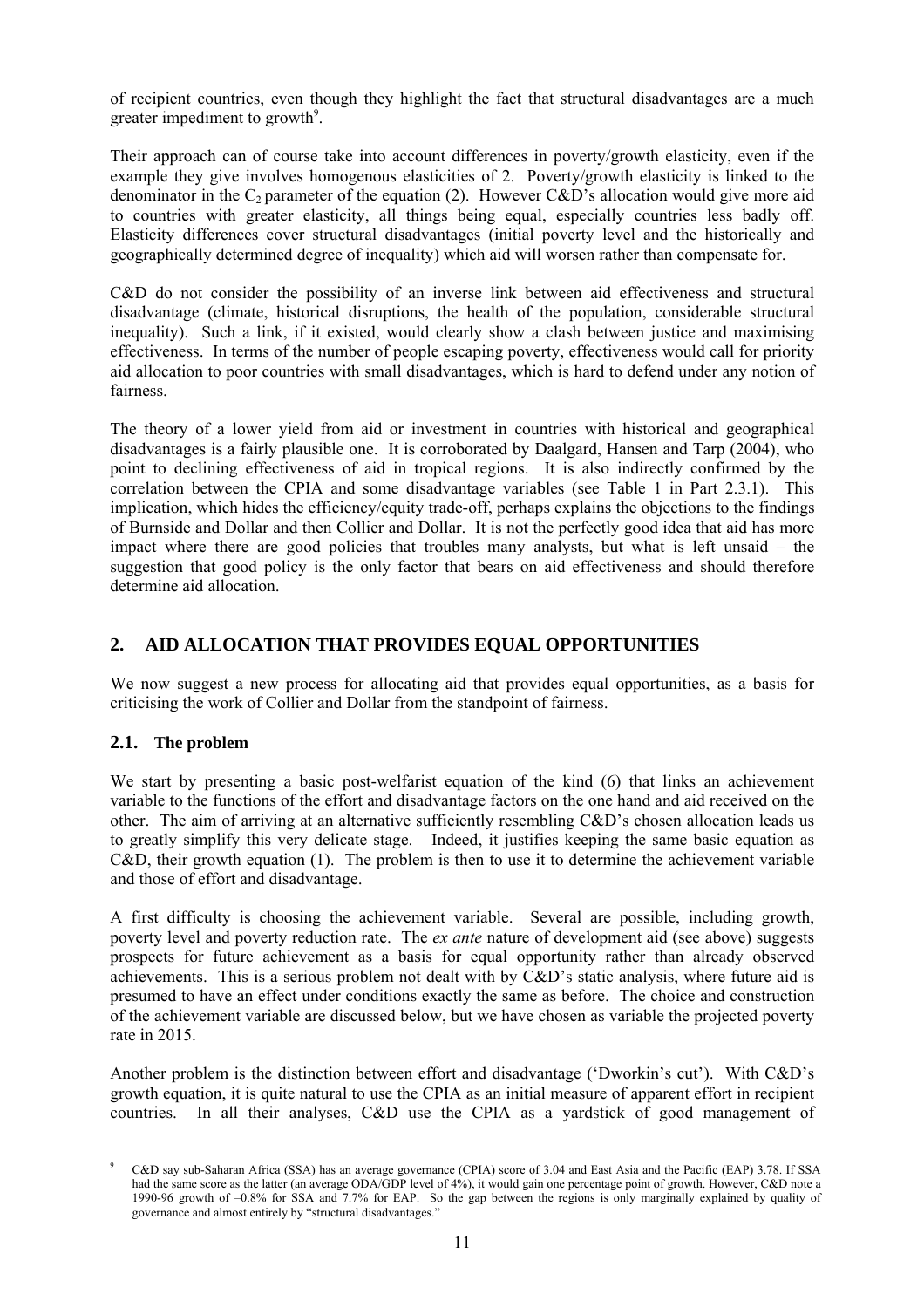of recipient countries, even though they highlight the fact that structural disadvantages are a much greater impediment to growth[9].

Their approach can of course take into account differences in poverty/growth elasticity, even if the example they give involves homogenous elasticities of 2. Poverty/growth elasticity is linked to the denominator in the $C_2$ parameter of the equation (2). However C&D's allocation would give more aid to countries with greater elasticity, all things being equal, especially countries less badly off. Elasticity differences cover structural disadvantages (initial poverty level and the historically and geographically determined degree of inequality) which aid will worsen rather than compensate for.

C&D do not consider the possibility of an inverse link between aid effectiveness and structural disadvantage (climate, historical disruptions, the health of the population, considerable structural inequality). Such a link, if it existed, would clearly show a clash between justice and maximising effectiveness. In terms of the number of people escaping poverty, effectiveness would call for priority aid allocation to poor countries with small disadvantages, which is hard to defend under any notion of fairness.

The theory of a lower yield from aid or investment in countries with historical and geographical disadvantages is a fairly plausible one. It is corroborated by Daalgard, Hansen and Tarp (2004), who point to declining effectiveness of aid in tropical regions. It is also indirectly confirmed by the correlation between the CPIA and some disadvantage variables (see Table 1 in Part 2.3.1). This implication, which hides the efficiency/equity trade-off, perhaps explains the objections to the findings of Burnside and Dollar and then Collier and Dollar. It is not the perfectly good idea that aid has more impact where there are good policies that troubles many analysts, but what is left unsaid – the suggestion that good policy is the only factor that bears on aid effectiveness and should therefore determine aid allocation.

## 2. AID ALLOCATION THAT PROVIDES EQUAL OPPORTUNITIES

We now suggest a new process for allocating aid that provides equal opportunities, as a basis for criticising the work of Collier and Dollar from the standpoint of fairness.

### 2.1. The problem

We start by presenting a basic post-welfarist equation of the kind (6) that links an achievement variable to the functions of the effort and disadvantage factors on the one hand and aid received on the other. The aim of arriving at an alternative sufficiently resembling C&D's chosen allocation leads us to greatly simplify this very delicate stage. Indeed, it justifies keeping the same basic equation as C&D, their growth equation (1). The problem is then to use it to determine the achievement variable and those of effort and disadvantage.

A first difficulty is choosing the achievement variable. Several are possible, including growth, poverty level and poverty reduction rate. The *ex ante* nature of development aid (see above) suggests prospects for future achievement as a basis for equal opportunity rather than already observed achievements. This is a serious problem not dealt with by C&D's static analysis, where future aid is presumed to have an effect under conditions exactly the same as before. The choice and construction of the achievement variable are discussed below, but we have chosen as variable the projected poverty rate in 2015.

Another problem is the distinction between effort and disadvantage ('Dworkin's cut'). With C&D's growth equation, it is quite natural to use the CPIA as an initial measure of apparent effort in recipient countries. In all their analyses, C&D use the CPIA as a yardstick of good management of

[9] C&D say sub-Saharan Africa (SSA) has an average governance (CPIA) score of 3.04 and East Asia and the Pacific (EAP) 3.78. If SSA had the same score as the latter (an average ODA/GDP level of 4%), it would gain one percentage point of growth. However, C&D note a 1990-96 growth of –0.8% for SSA and 7.7% for EAP. So the gap between the regions is only marginally explained by quality of governance and almost entirely by "structural disadvantages."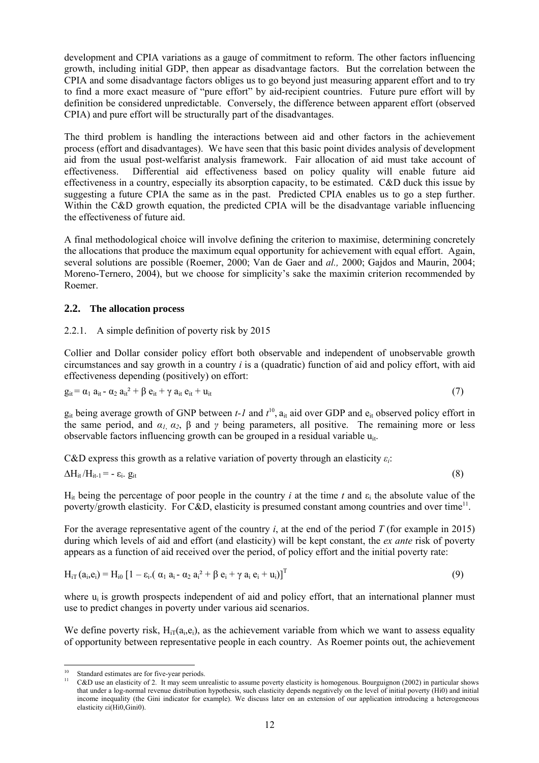development and CPIA variations as a gauge of commitment to reform. The other factors influencing growth, including initial GDP, then appear as disadvantage factors. But the correlation between the CPIA and some disadvantage factors obliges us to go beyond just measuring apparent effort and to try to find a more exact measure of "pure effort" by aid-recipient countries. Future pure effort will by definition be considered unpredictable. Conversely, the difference between apparent effort (observed CPIA) and pure effort will be structurally part of the disadvantages.

The third problem is handling the interactions between aid and other factors in the achievement process (effort and disadvantages). We have seen that this basic point divides analysis of development aid from the usual post-welfarist analysis framework. Fair allocation of aid must take account of effectiveness. Differential aid effectiveness based on policy quality will enable future aid effectiveness in a country, especially its absorption capacity, to be estimated. C&D duck this issue by suggesting a future CPIA the same as in the past. Predicted CPIA enables us to go a step further. Within the C&D growth equation, the predicted CPIA will be the disadvantage variable influencing the effectiveness of future aid.

A final methodological choice will involve defining the criterion to maximise, determining concretely the allocations that produce the maximum equal opportunity for achievement with equal effort. Again, several solutions are possible (Roemer, 2000; Van de Gaer and *al.,* 2000; Gajdos and Maurin, 2004; Moreno-Ternero, 2004), but we choose for simplicity's sake the maximin criterion recommended by Roemer.

## 2.2. The allocation process

### 2.2.1. A simple definition of poverty risk by 2015

Collier and Dollar consider policy effort both observable and independent of unobservable growth circumstances and say growth in a country *i* is a (quadratic) function of aid and policy effort, with aid effectiveness depending (positively) on effort:

$$g_{it} = \alpha_1 a_{it} - \alpha_2 a_{it}^2 + \beta e_{it} + \gamma a_{it} e_{it} + u_{it} \tag{7}$$

$g_{it}$ being average growth of GNP between $t-1$ and $t$[10], $a_{it}$ aid over GDP and $e_{it}$ observed policy effort in the same period, and $\alpha_1$, $\alpha_2$, $\beta$ and $\gamma$ being parameters, all positive. The remaining more or less observable factors influencing growth can be grouped in a residual variable $u_{it}$.

C&D express this growth as a relative variation of poverty through an elasticity $\varepsilon_i$:

$$\Delta H_{it} / H_{it-1} = - \varepsilon_i . g_{it} \tag{8}$$

$H_{it}$ being the percentage of poor people in the country *i* at the time *t* and $\varepsilon_i$ the absolute value of the poverty/growth elasticity. For C&D, elasticity is presumed constant among countries and over time[11].

For the average representative agent of the country *i*, at the end of the period *T* (for example in 2015) during which levels of aid and effort (and elasticity) will be kept constant, the *ex ante* risk of poverty appears as a function of aid received over the period, of policy effort and the initial poverty rate:

$$H_{iT}(a_i,e_i) = H_{i0} \left[1 - \varepsilon_i.( \alpha_1 a_i - \alpha_2 a_i^2 + \beta e_i + \gamma a_i e_i + u_i)\right]^T \tag{9}$$

where $u_i$ is growth prospects independent of aid and policy effort, that an international planner must use to predict changes in poverty under various aid scenarios.

We define poverty risk, $H_{iT}(a_i,e_i)$, as the achievement variable from which we want to assess equality of opportunity between representative people in each country. As Roemer points out, the achievement

---

[10] Standard estimates are for five-year periods.

[11] C&D use an elasticity of 2. It may seem unrealistic to assume poverty elasticity is homogenous. Bourguignon (2002) in particular shows that under a log-normal revenue distribution hypothesis, such elasticity depends negatively on the level of initial poverty (Hi0) and initial income inequality (the Gini indicator for example). We discuss later on an extension of our application introducing a heterogeneous elasticity $\varepsilon_i(H_{i0},Gini_0)$.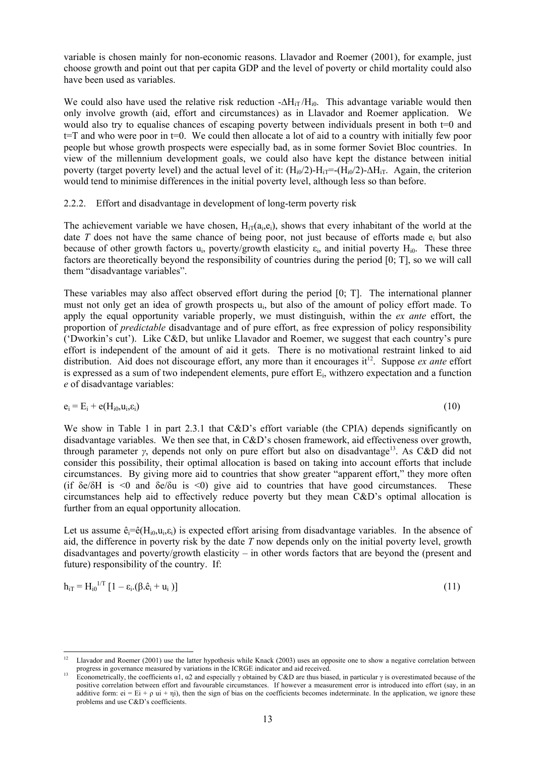variable is chosen mainly for non-economic reasons. Llavador and Roemer (2001), for example, just choose growth and point out that per capita GDP and the level of poverty or child mortality could also have been used as variables.

We could also have used the relative risk reduction $-\Delta H_{iT}/H_{i0}$. This advantage variable would then only involve growth (aid, effort and circumstances) as in Llavador and Roemer application. We would also try to equalise chances of escaping poverty between individuals present in both t=0 and t=T and who were poor in t=0. We could then allocate a lot of aid to a country with initially few poor people but whose growth prospects were especially bad, as in some former Soviet Bloc countries. In view of the millennium development goals, we could also have kept the distance between initial poverty (target poverty level) and the actual level of it: $(H_{i0}/2)-H_{iT}=-(H_{i0}/2)-\Delta H_{iT}$. Again, the criterion would tend to minimise differences in the initial poverty level, although less so than before.

### 2.2.2. Effort and disadvantage in development of long-term poverty risk

The achievement variable we have chosen, $H_{iT}(a_i,e_i)$, shows that every inhabitant of the world at the date *T* does not have the same chance of being poor, not just because of efforts made $e_i$ but also because of other growth factors $u_i$, poverty/growth elasticity $\varepsilon_i$, and initial poverty $H_{i0}$. These three factors are theoretically beyond the responsibility of countries during the period [0; T], so we will call them "disadvantage variables".

These variables may also affect observed effort during the period [0; T]. The international planner must not only get an idea of growth prospects $u_i$, but also of the amount of policy effort made. To apply the equal opportunity variable properly, we must distinguish, within the *ex ante* effort, the proportion of *predictable* disadvantage and of pure effort, as free expression of policy responsibility ('Dworkin's cut'). Like C&D, but unlike Llavador and Roemer, we suggest that each country's pure effort is independent of the amount of aid it gets. There is no motivational restraint linked to aid distribution. Aid does not discourage effort, any more than it encourages it[12]. Suppose *ex ante* effort is expressed as a sum of two independent elements, pure effort $E_i$, withzero expectation and a function *e* of disadvantage variables:

$$e_i = E_i + e(H_{i0},u_i,\varepsilon_i) \tag{10}$$

We show in Table 1 in part 2.3.1 that C&D's effort variable (the CPIA) depends significantly on disadvantage variables. We then see that, in C&D's chosen framework, aid effectiveness over growth, through parameter $\gamma$, depends not only on pure effort but also on disadvantage[13]. As C&D did not consider this possibility, their optimal allocation is based on taking into account efforts that include circumstances. By giving more aid to countries that show greater "apparent effort," they more often (if $\delta e/\delta H$ is $<0$ and $\delta e/\delta u$ is $<0$) give aid to countries that have good circumstances. These circumstances help aid to effectively reduce poverty but they mean C&D's optimal allocation is further from an equal opportunity allocation.

Let us assume $\hat{e}_i=\hat{e}(H_{i0},u_i,\varepsilon_i)$ is expected effort arising from disadvantage variables. In the absence of aid, the difference in poverty risk by the date *T* now depends only on the initial poverty level, growth disadvantages and poverty/growth elasticity – in other words factors that are beyond the (present and future) responsibility of the country. If:

$$h_{iT} = H_{i0}^{1/T}\,[1 - \varepsilon_i.(\beta.\hat{e}_i + u_i\,)] \tag{11}$$

---

[12] Llavador and Roemer (2001) use the latter hypothesis while Knack (2003) uses an opposite one to show a negative correlation between progress in governance measured by variations in the ICRGE indicator and aid received.

[13] Econometrically, the coefficients $\alpha 1$, $\alpha 2$ and especially $\gamma$ obtained by C&D are thus biased, in particular $\gamma$ is overestimated because of the positive correlation between effort and favourable circumstances. If however a measurement error is introduced into effort (say, in an additive form: $ei = Ei + \rho\ ui + \eta i$), then the sign of bias on the coefficients becomes indeterminate. In the application, we ignore these problems and use C&D's coefficients.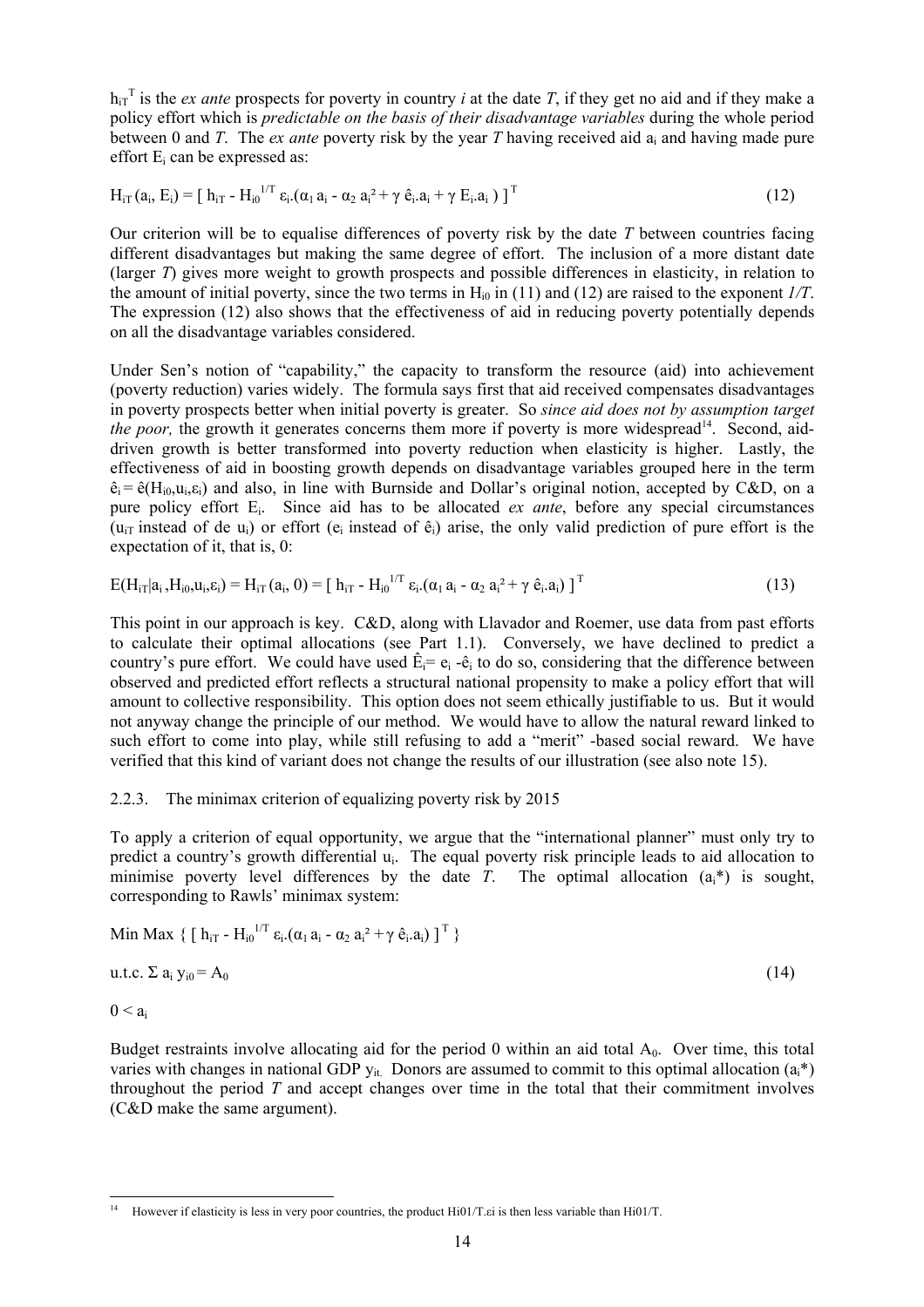$h_{iT}^{T}$ is the *ex ante* prospects for poverty in country *i* at the date *T*, if they get no aid and if they make a policy effort which is *predictable on the basis of their disadvantage variables* during the whole period between 0 and *T*. The *ex ante* poverty risk by the year *T* having received aid $a_i$ and having made pure effort $E_i$ can be expressed as:

$$H_{iT}(a_i, E_i) = [\, h_{iT} - H_{i0}^{1/T}\, \varepsilon_i.(\alpha_1 a_i - \alpha_2 a_i^2 + \gamma\, \hat{e}_i.a_i + \gamma\, E_i.a_i\,)\,]^{T} \tag{12}$$

Our criterion will be to equalise differences of poverty risk by the date *T* between countries facing different disadvantages but making the same degree of effort. The inclusion of a more distant date (larger *T*) gives more weight to growth prospects and possible differences in elasticity, in relation to the amount of initial poverty, since the two terms in $H_{i0}$ in (11) and (12) are raised to the exponent *1/T*. The expression (12) also shows that the effectiveness of aid in reducing poverty potentially depends on all the disadvantage variables considered.

Under Sen's notion of "capability," the capacity to transform the resource (aid) into achievement (poverty reduction) varies widely. The formula says first that aid received compensates disadvantages in poverty prospects better when initial poverty is greater. So *since aid does not by assumption target the poor,* the growth it generates concerns them more if poverty is more widespread[14]. Second, aid-driven growth is better transformed into poverty reduction when elasticity is higher. Lastly, the effectiveness of aid in boosting growth depends on disadvantage variables grouped here in the term $\hat{e}_i = \hat{e}(H_{i0}, u_i, \varepsilon_i)$ and also, in line with Burnside and Dollar's original notion, accepted by C&D, on a pure policy effort $E_i$. Since aid has to be allocated *ex ante*, before any special circumstances ($u_{iT}$ instead of de $u_i$) or effort ($e_i$ instead of $\hat{e}_i$) arise, the only valid prediction of pure effort is the expectation of it, that is, 0:

$$E(H_{iT}|a_i, H_{i0}, u_i, \varepsilon_i) = H_{iT}(a_i, 0) = [\, h_{iT} - H_{i0}^{1/T}\, \varepsilon_i.(\alpha_1 a_i - \alpha_2 a_i^2 + \gamma\, \hat{e}_i.a_i)\,]^{T} \tag{13}$$

This point in our approach is key. C&D, along with Llavador and Roemer, use data from past efforts to calculate their optimal allocations (see Part 1.1). Conversely, we have declined to predict a country's pure effort. We could have used $\hat{E}_i = e_i - \hat{e}_i$ to do so, considering that the difference between observed and predicted effort reflects a structural national propensity to make a policy effort that will amount to collective responsibility. This option does not seem ethically justifiable to us. But it would not anyway change the principle of our method. We would have to allow the natural reward linked to such effort to come into play, while still refusing to add a "merit" -based social reward. We have verified that this kind of variant does not change the results of our illustration (see also note 15).

### 2.2.3. The minimax criterion of equalizing poverty risk by 2015

To apply a criterion of equal opportunity, we argue that the "international planner" must only try to predict a country's growth differential $u_i$. The equal poverty risk principle leads to aid allocation to minimise poverty level differences by the date *T*. The optimal allocation ($a_i$*) is sought, corresponding to Rawls' minimax system:

$$\text{Min Max } \{\, [\, h_{iT} - H_{i0}^{1/T}\, \varepsilon_i.(\alpha_1 a_i - \alpha_2 a_i^2 + \gamma\, \hat{e}_i.a_i)\,]^{T} \,\}$$

$$\text{u.t.c. } \Sigma\, a_i\, y_{i0} = A_0 \tag{14}$$

$$0 < a_i$$

Budget restraints involve allocating aid for the period 0 within an aid total $A_0$. Over time, this total varies with changes in national GDP $y_{it}$. Donors are assumed to commit to this optimal allocation ($a_i$*) throughout the period *T* and accept changes over time in the total that their commitment involves (C&D make the same argument).

---

[14] However if elasticity is less in very poor countries, the product Hi01/T.εi is then less variable than Hi01/T.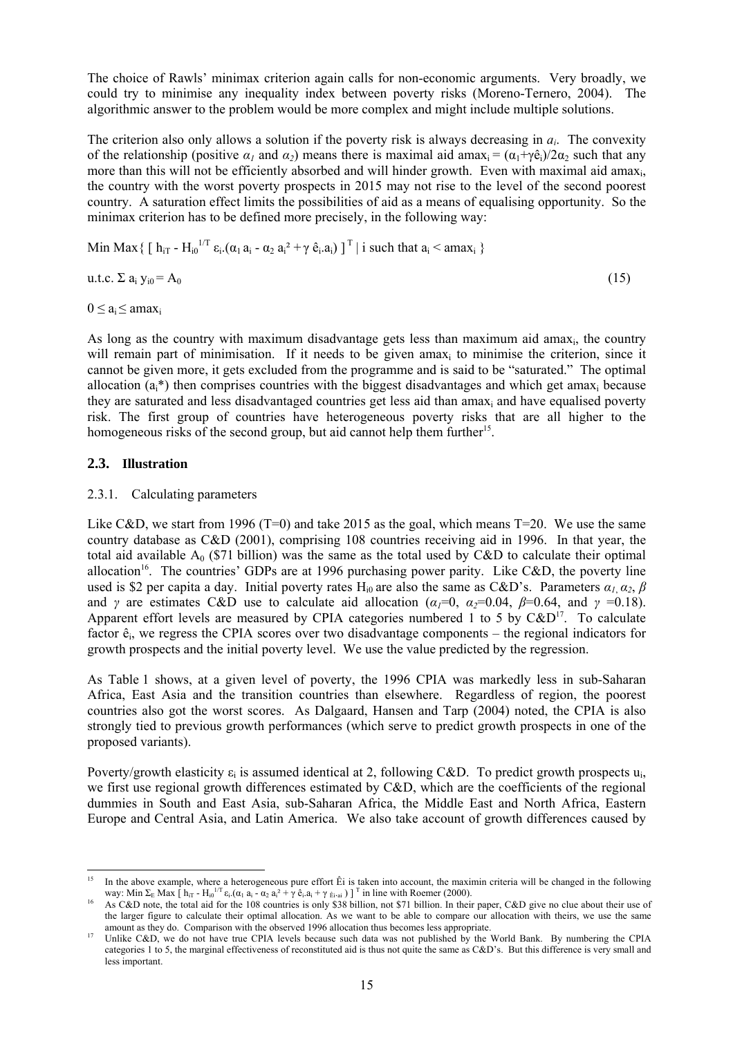The choice of Rawls' minimax criterion again calls for non-economic arguments. Very broadly, we could try to minimise any inequality index between poverty risks (Moreno-Ternero, 2004). The algorithmic answer to the problem would be more complex and might include multiple solutions.

The criterion also only allows a solution if the poverty risk is always decreasing in $a_i$. The convexity of the relationship (positive $\alpha_1$ and $\alpha_2$) means there is maximal aid $amax_i = (\alpha_1+\gamma\hat{e}_i)/2\alpha_2$ such that any more than this will not be efficiently absorbed and will hinder growth. Even with maximal aid $amax_i$, the country with the worst poverty prospects in 2015 may not rise to the level of the second poorest country. A saturation effect limits the possibilities of aid as a means of equalising opportunity. So the minimax criterion has to be defined more precisely, in the following way:

$$\text{Min Max}\{ [ h_{iT} - H_{i0}^{1/T} \varepsilon_i.(\alpha_1 a_i - \alpha_2 a_i^2 + \gamma \hat{e}_i.a_i) ]^T \mid i \text{ such that } a_i < amax_i \}$$

$$\text{u.t.c. } \Sigma a_i y_{i0} = A_0 \tag{15}$$

$$0 \leq a_i \leq amax_i$$

As long as the country with maximum disadvantage gets less than maximum aid $amax_i$, the country will remain part of minimisation. If it needs to be given $amax_i$ to minimise the criterion, since it cannot be given more, it gets excluded from the programme and is said to be "saturated." The optimal allocation ($a_i$*) then comprises countries with the biggest disadvantages and which get $amax_i$ because they are saturated and less disadvantaged countries get less aid than $amax_i$ and have equalised poverty risk. The first group of countries have heterogeneous poverty risks that are all higher to the homogeneous risks of the second group, but aid cannot help them further[15].

## 2.3. Illustration

### 2.3.1. Calculating parameters

Like C&D, we start from 1996 (T=0) and take 2015 as the goal, which means T=20. We use the same country database as C&D (2001), comprising 108 countries receiving aid in 1996. In that year, the total aid available $A_0$ (\$71 billion) was the same as the total used by C&D to calculate their optimal allocation[16]. The countries' GDPs are at 1996 purchasing power parity. Like C&D, the poverty line used is \$2 per capita a day. Initial poverty rates $H_{i0}$ are also the same as C&D's. Parameters $\alpha_1$, $\alpha_2$, $\beta$ and $\gamma$ are estimates C&D use to calculate aid allocation ($\alpha_1$=0, $\alpha_2$=0.04, $\beta$=0.64, and $\gamma$ =0.18). Apparent effort levels are measured by CPIA categories numbered 1 to 5 by C&D[17]. To calculate factor $\hat{e}_i$, we regress the CPIA scores over two disadvantage components – the regional indicators for growth prospects and the initial poverty level. We use the value predicted by the regression.

As Table 1 shows, at a given level of poverty, the 1996 CPIA was markedly less in sub-Saharan Africa, East Asia and the transition countries than elsewhere. Regardless of region, the poorest countries also got the worst scores. As Dalgaard, Hansen and Tarp (2004) noted, the CPIA is also strongly tied to previous growth performances (which serve to predict growth prospects in one of the proposed variants).

Poverty/growth elasticity $\varepsilon_i$ is assumed identical at 2, following C&D. To predict growth prospects $u_i$, we first use regional growth differences estimated by C&D, which are the coefficients of the regional dummies in South and East Asia, sub-Saharan Africa, the Middle East and North Africa, Eastern Europe and Central Asia, and Latin America. We also take account of growth differences caused by

---

[15] In the above example, where a heterogeneous pure effort Êi is taken into account, the maximin criteria will be changed in the following way: $\text{Min } \Sigma_E \text{ Max } [ h_{iT} - H_{i0}^{1/T} \varepsilon_i.(\alpha_1 a_i - \alpha_2 a_i^2 + \gamma \hat{e}_i.a_i + \gamma_{Ei \cdot ai} ) ]^T$ in line with Roemer (2000).

[16] As C&D note, the total aid for the 108 countries is only \$38 billion, not \$71 billion. In their paper, C&D give no clue about their use of the larger figure to calculate their optimal allocation. As we want to be able to compare our allocation with theirs, we use the same amount as they do. Comparison with the observed 1996 allocation thus becomes less appropriate.

[17] Unlike C&D, we do not have true CPIA levels because such data was not published by the World Bank. By numbering the CPIA categories 1 to 5, the marginal effectiveness of reconstituted aid is thus not quite the same as C&D's. But this difference is very small and less important.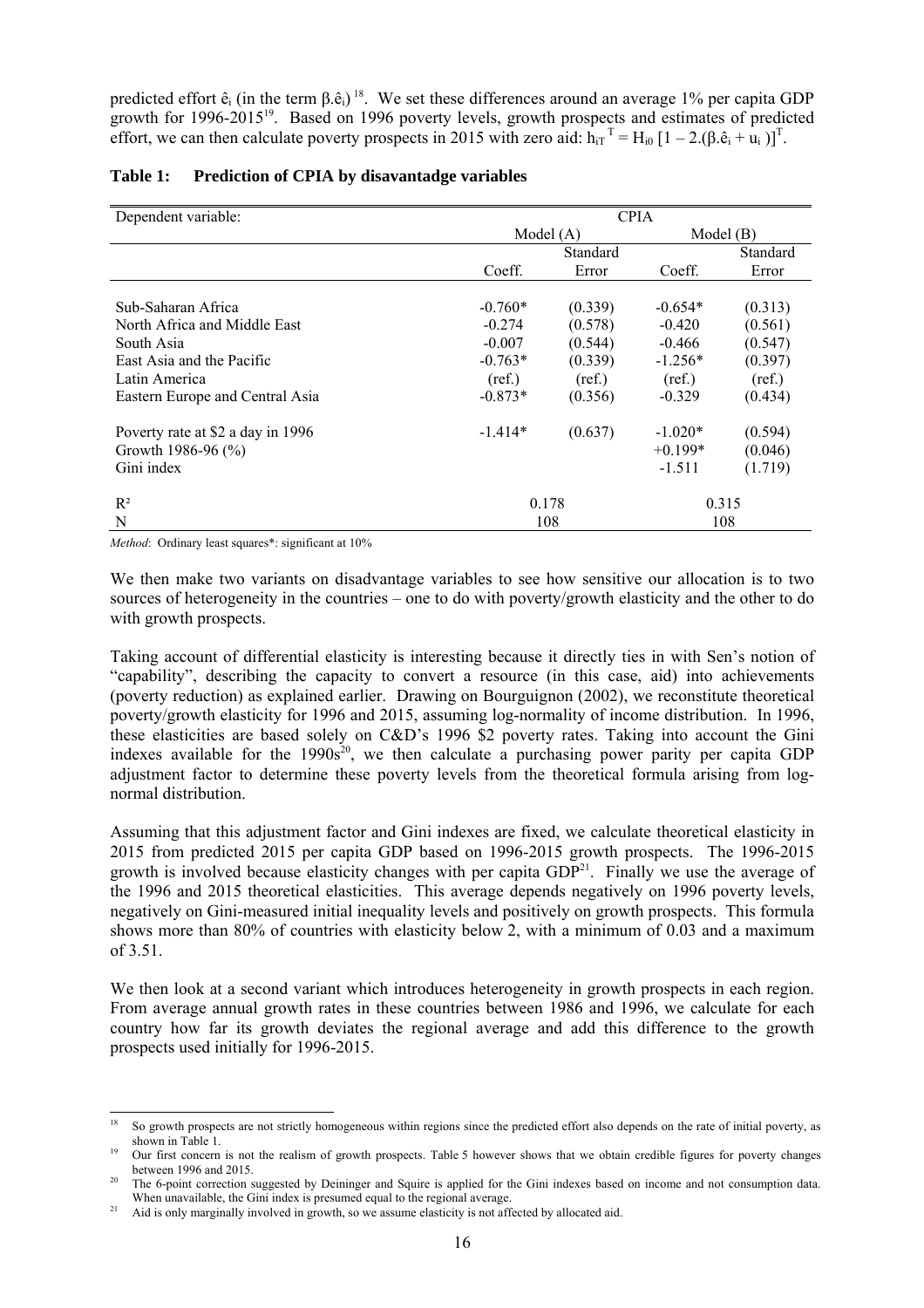predicted effort $\hat{e}_i$ (in the term $\beta.\hat{e}_i$)[18]. We set these differences around an average 1% per capita GDP growth for 1996-2015[19]. Based on 1996 poverty levels, growth prospects and estimates of predicted effort, we can then calculate poverty prospects in 2015 with zero aid: $h_{iT}{}^{T} = H_{i0}\,[1 - 2.(\beta.\hat{e}_i + u_i)]^{T}$.

**Table 1: Prediction of CPIA by disavantadge variables**

| Dependent variable: | CPIA | | | |
|---|---|---|---|---|
| | Model (A) | | Model (B) | |
| | Coeff. | Standard Error | Coeff. | Standard Error |
| Sub-Saharan Africa | -0.760* | (0.339) | -0.654* | (0.313) |
| North Africa and Middle East | -0.274 | (0.578) | -0.420 | (0.561) |
| South Asia | -0.007 | (0.544) | -0.466 | (0.547) |
| East Asia and the Pacific | -0.763* | (0.339) | -1.256* | (0.397) |
| Latin America | (ref.) | (ref.) | (ref.) | (ref.) |
| Eastern Europe and Central Asia | -0.873* | (0.356) | -0.329 | (0.434) |
| Poverty rate at \$2 a day in 1996 | -1.414* | (0.637) | -1.020* | (0.594) |
| Growth 1986-96 (%) | | | +0.199* | (0.046) |
| Gini index | | | -1.511 | (1.719) |
| $R^2$ | 0.178 | | 0.315 | |
| N | 108 | | 108 | |

*Method*: Ordinary least squares*: significant at 10%

We then make two variants on disadvantage variables to see how sensitive our allocation is to two sources of heterogeneity in the countries – one to do with poverty/growth elasticity and the other to do with growth prospects.

Taking account of differential elasticity is interesting because it directly ties in with Sen's notion of "capability", describing the capacity to convert a resource (in this case, aid) into achievements (poverty reduction) as explained earlier. Drawing on Bourguignon (2002), we reconstitute theoretical poverty/growth elasticity for 1996 and 2015, assuming log-normality of income distribution. In 1996, these elasticities are based solely on C&D's 1996 \$2 poverty rates. Taking into account the Gini indexes available for the 1990s[20], we then calculate a purchasing power parity per capita GDP adjustment factor to determine these poverty levels from the theoretical formula arising from log-normal distribution.

Assuming that this adjustment factor and Gini indexes are fixed, we calculate theoretical elasticity in 2015 from predicted 2015 per capita GDP based on 1996-2015 growth prospects. The 1996-2015 growth is involved because elasticity changes with per capita GDP[21]. Finally we use the average of the 1996 and 2015 theoretical elasticities. This average depends negatively on 1996 poverty levels, negatively on Gini-measured initial inequality levels and positively on growth prospects. This formula shows more than 80% of countries with elasticity below 2, with a minimum of 0.03 and a maximum of 3.51.

We then look at a second variant which introduces heterogeneity in growth prospects in each region. From average annual growth rates in these countries between 1986 and 1996, we calculate for each country how far its growth deviates the regional average and add this difference to the growth prospects used initially for 1996-2015.

---

[18] So growth prospects are not strictly homogeneous within regions since the predicted effort also depends on the rate of initial poverty, as shown in Table 1.

[19] Our first concern is not the realism of growth prospects. Table 5 however shows that we obtain credible figures for poverty changes between 1996 and 2015.

[20] The 6-point correction suggested by Deininger and Squire is applied for the Gini indexes based on income and not consumption data. When unavailable, the Gini index is presumed equal to the regional average.

[21] Aid is only marginally involved in growth, so we assume elasticity is not affected by allocated aid.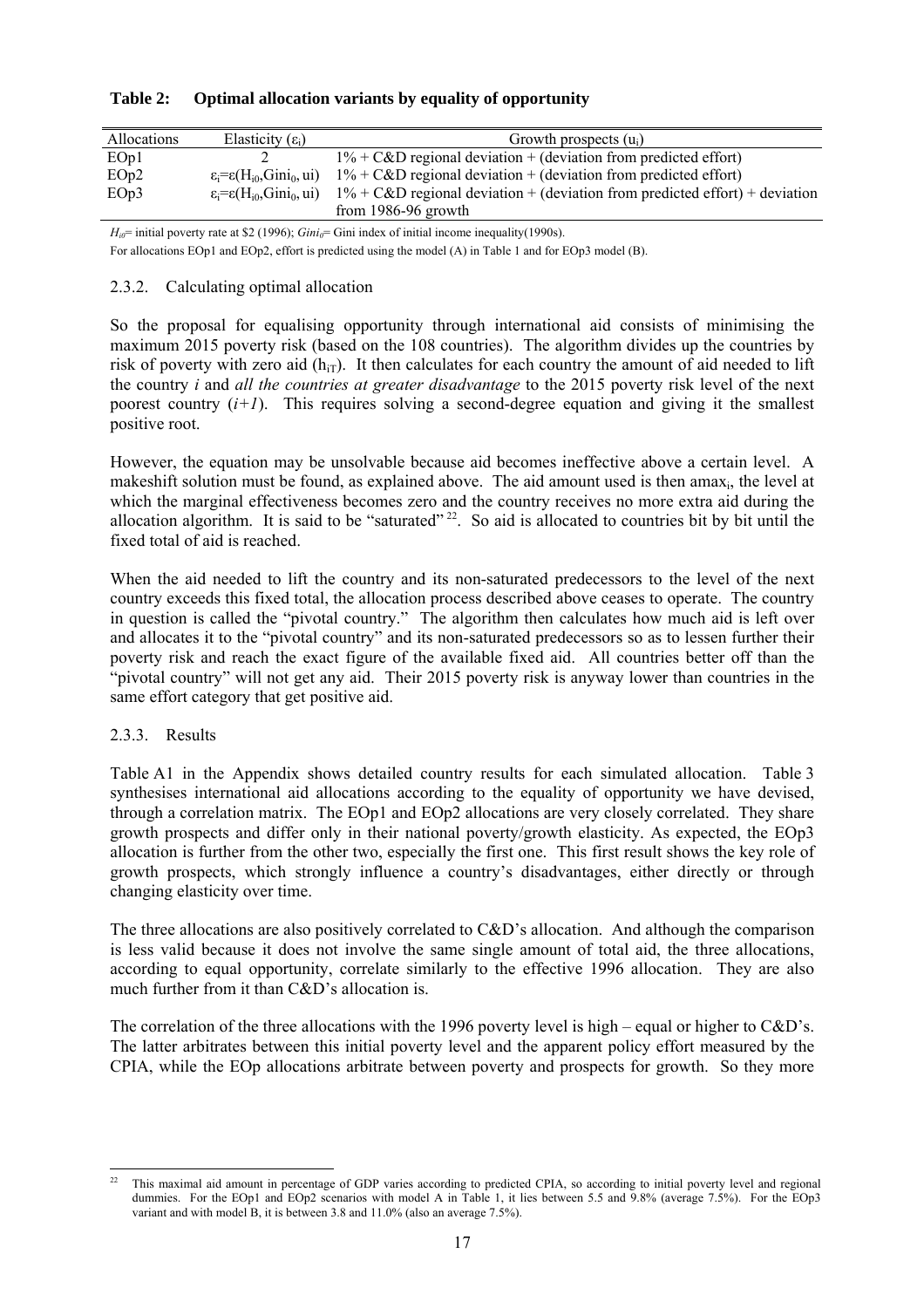**Table 2: Optimal allocation variants by equality of opportunity**

| Allocations | Elasticity ($\varepsilon_i$) | Growth prospects ($u_i$) |
|---|---|---|
| EOp1 | 2 | 1% + C&D regional deviation + (deviation from predicted effort) |
| EOp2 | $\varepsilon_i = \varepsilon(H_{i0}, Gini_0, ui)$ | 1% + C&D regional deviation + (deviation from predicted effort) |
| EOp3 | $\varepsilon_i = \varepsilon(H_{i0}, Gini_0, ui)$ | 1% + C&D regional deviation + (deviation from predicted effort) + deviation from 1986-96 growth |

$H_{i0}$= initial poverty rate at \$2 (1996); $Gini_0$= Gini index of initial income inequality(1990s).

For allocations EOp1 and EOp2, effort is predicted using the model (A) in Table 1 and for EOp3 model (B).

### 2.3.2. Calculating optimal allocation

So the proposal for equalising opportunity through international aid consists of minimising the maximum 2015 poverty risk (based on the 108 countries). The algorithm divides up the countries by risk of poverty with zero aid ($h_{iT}$). It then calculates for each country the amount of aid needed to lift the country *i* and *all the countries at greater disadvantage* to the 2015 poverty risk level of the next poorest country (*i+1*). This requires solving a second-degree equation and giving it the smallest positive root.

However, the equation may be unsolvable because aid becomes ineffective above a certain level. A makeshift solution must be found, as explained above. The aid amount used is then $amax_i$, the level at which the marginal effectiveness becomes zero and the country receives no more extra aid during the allocation algorithm. It is said to be "saturated"[22]. So aid is allocated to countries bit by bit until the fixed total of aid is reached.

When the aid needed to lift the country and its non-saturated predecessors to the level of the next country exceeds this fixed total, the allocation process described above ceases to operate. The country in question is called the "pivotal country." The algorithm then calculates how much aid is left over and allocates it to the "pivotal country" and its non-saturated predecessors so as to lessen further their poverty risk and reach the exact figure of the available fixed aid. All countries better off than the "pivotal country" will not get any aid. Their 2015 poverty risk is anyway lower than countries in the same effort category that get positive aid.

### 2.3.3. Results

Table A1 in the Appendix shows detailed country results for each simulated allocation. Table 3 synthesises international aid allocations according to the equality of opportunity we have devised, through a correlation matrix. The EOp1 and EOp2 allocations are very closely correlated. They share growth prospects and differ only in their national poverty/growth elasticity. As expected, the EOp3 allocation is further from the other two, especially the first one. This first result shows the key role of growth prospects, which strongly influence a country's disadvantages, either directly or through changing elasticity over time.

The three allocations are also positively correlated to C&D's allocation. And although the comparison is less valid because it does not involve the same single amount of total aid, the three allocations, according to equal opportunity, correlate similarly to the effective 1996 allocation. They are also much further from it than C&D's allocation is.

The correlation of the three allocations with the 1996 poverty level is high – equal or higher to C&D's. The latter arbitrates between this initial poverty level and the apparent policy effort measured by the CPIA, while the EOp allocations arbitrate between poverty and prospects for growth. So they more

[22] This maximal aid amount in percentage of GDP varies according to predicted CPIA, so according to initial poverty level and regional dummies. For the EOp1 and EOp2 scenarios with model A in Table 1, it lies between 5.5 and 9.8% (average 7.5%). For the EOp3 variant and with model B, it is between 3.8 and 11.0% (also an average 7.5%).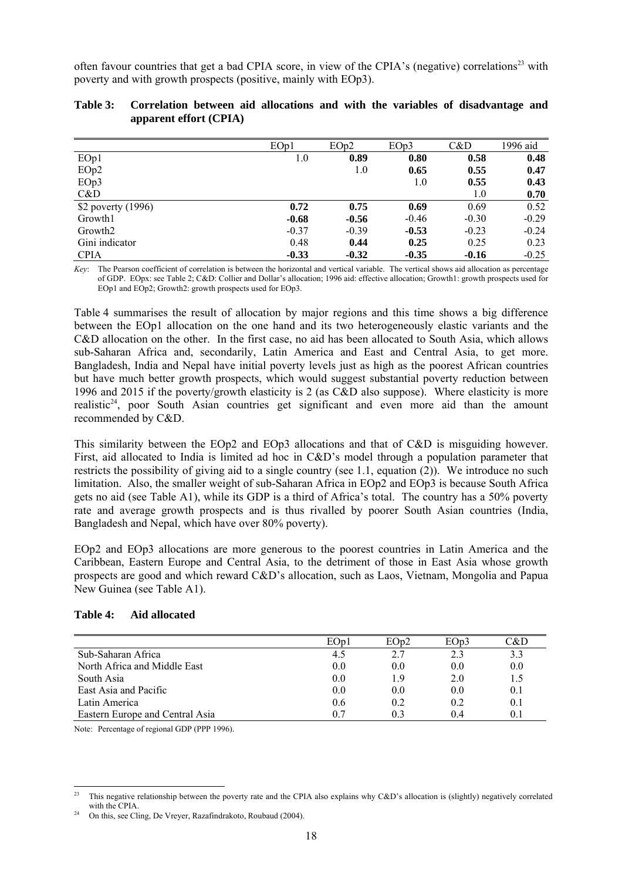often favour countries that get a bad CPIA score, in view of the CPIA's (negative) correlations[23] with poverty and with growth prospects (positive, mainly with EOp3).

**Table 3: Correlation between aid allocations and with the variables of disadvantage and apparent effort (CPIA)**

| | EOp1 | EOp2 | EOp3 | C&D | 1996 aid |
|---|---|---|---|---|---|
| EOp1 | 1.0 | **0.89** | **0.80** | **0.58** | **0.48** |
| EOp2 | | 1.0 | **0.65** | **0.55** | **0.47** |
| EOp3 | | | 1.0 | **0.55** | **0.43** |
| C&D | | | | 1.0 | **0.70** |
| $2 poverty (1996) | **0.72** | **0.75** | **0.69** | 0.69 | 0.52 |
| Growth1 | **-0.68** | **-0.56** | -0.46 | -0.30 | -0.29 |
| Growth2 | -0.37 | -0.39 | **-0.53** | -0.23 | -0.24 |
| Gini indicator | 0.48 | **0.44** | **0.25** | 0.25 | 0.23 |
| CPIA | **-0.33** | **-0.32** | **-0.35** | **-0.16** | -0.25 |

*Key*: The Pearson coefficient of correlation is between the horizontal and vertical variable. The vertical shows aid allocation as percentage of GDP. EOpx: see Table 2; C&D: Collier and Dollar's allocation; 1996 aid: effective allocation; Growth1: growth prospects used for EOp1 and EOp2; Growth2: growth prospects used for EOp3.

Table 4 summarises the result of allocation by major regions and this time shows a big difference between the EOp1 allocation on the one hand and its two heterogeneously elastic variants and the C&D allocation on the other. In the first case, no aid has been allocated to South Asia, which allows sub-Saharan Africa and, secondarily, Latin America and East and Central Asia, to get more. Bangladesh, India and Nepal have initial poverty levels just as high as the poorest African countries but have much better growth prospects, which would suggest substantial poverty reduction between 1996 and 2015 if the poverty/growth elasticity is 2 (as C&D also suppose). Where elasticity is more realistic[24], poor South Asian countries get significant and even more aid than the amount recommended by C&D.

This similarity between the EOp2 and EOp3 allocations and that of C&D is misguiding however. First, aid allocated to India is limited ad hoc in C&D's model through a population parameter that restricts the possibility of giving aid to a single country (see 1.1, equation (2)). We introduce no such limitation. Also, the smaller weight of sub-Saharan Africa in EOp2 and EOp3 is because South Africa gets no aid (see Table A1), while its GDP is a third of Africa's total. The country has a 50% poverty rate and average growth prospects and is thus rivalled by poorer South Asian countries (India, Bangladesh and Nepal, which have over 80% poverty).

EOp2 and EOp3 allocations are more generous to the poorest countries in Latin America and the Caribbean, Eastern Europe and Central Asia, to the detriment of those in East Asia whose growth prospects are good and which reward C&D's allocation, such as Laos, Vietnam, Mongolia and Papua New Guinea (see Table A1).

**Table 4: Aid allocated**

| | EOp1 | EOp2 | EOp3 | C&D |
|---|---|---|---|---|
| Sub-Saharan Africa | 4.5 | 2.7 | 2.3 | 3.3 |
| North Africa and Middle East | 0.0 | 0.0 | 0.0 | 0.0 |
| South Asia | 0.0 | 1.9 | 2.0 | 1.5 |
| East Asia and Pacific | 0.0 | 0.0 | 0.0 | 0.1 |
| Latin America | 0.6 | 0.2 | 0.2 | 0.1 |
| Eastern Europe and Central Asia | 0.7 | 0.3 | 0.4 | 0.1 |

Note: Percentage of regional GDP (PPP 1996).

[23] This negative relationship between the poverty rate and the CPIA also explains why C&D's allocation is (slightly) negatively correlated with the CPIA.

[24] On this, see Cling, De Vreyer, Razafindrakoto, Roubaud (2004).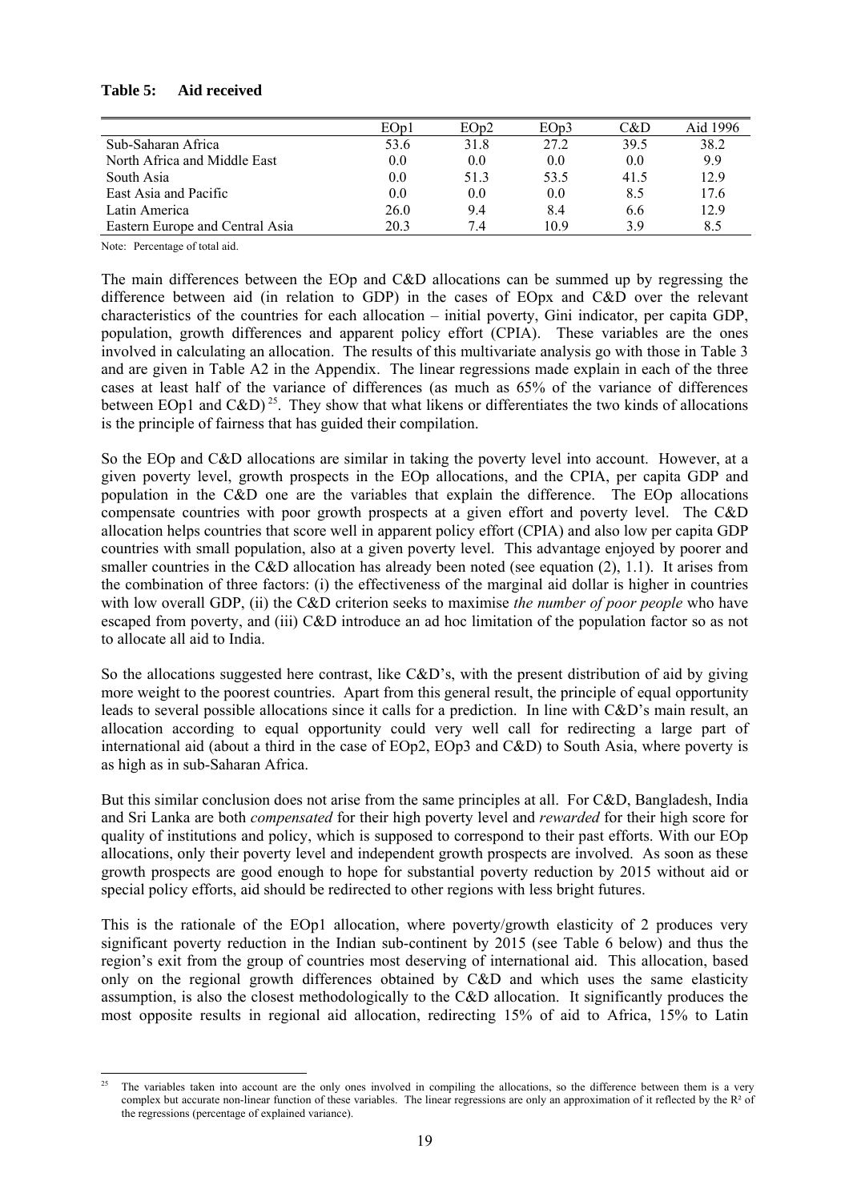**Table 5: Aid received**

| | EOp1 | EOp2 | EOp3 | C&D | Aid 1996 |
|---|---|---|---|---|---|
| Sub-Saharan Africa | 53.6 | 31.8 | 27.2 | 39.5 | 38.2 |
| North Africa and Middle East | 0.0 | 0.0 | 0.0 | 0.0 | 9.9 |
| South Asia | 0.0 | 51.3 | 53.5 | 41.5 | 12.9 |
| East Asia and Pacific | 0.0 | 0.0 | 0.0 | 8.5 | 17.6 |
| Latin America | 26.0 | 9.4 | 8.4 | 6.6 | 12.9 |
| Eastern Europe and Central Asia | 20.3 | 7.4 | 10.9 | 3.9 | 8.5 |

Note: Percentage of total aid.

The main differences between the EOp and C&D allocations can be summed up by regressing the difference between aid (in relation to GDP) in the cases of EOpx and C&D over the relevant characteristics of the countries for each allocation – initial poverty, Gini indicator, per capita GDP, population, growth differences and apparent policy effort (CPIA). These variables are the ones involved in calculating an allocation. The results of this multivariate analysis go with those in Table 3 and are given in Table A2 in the Appendix. The linear regressions made explain in each of the three cases at least half of the variance of differences (as much as 65% of the variance of differences between EOp1 and C&D)[25]. They show that what likens or differentiates the two kinds of allocations is the principle of fairness that has guided their compilation.

So the EOp and C&D allocations are similar in taking the poverty level into account. However, at a given poverty level, growth prospects in the EOp allocations, and the CPIA, per capita GDP and population in the C&D one are the variables that explain the difference. The EOp allocations compensate countries with poor growth prospects at a given effort and poverty level. The C&D allocation helps countries that score well in apparent policy effort (CPIA) and also low per capita GDP countries with small population, also at a given poverty level. This advantage enjoyed by poorer and smaller countries in the C&D allocation has already been noted (see equation (2), 1.1). It arises from the combination of three factors: (i) the effectiveness of the marginal aid dollar is higher in countries with low overall GDP, (ii) the C&D criterion seeks to maximise *the number of poor people* who have escaped from poverty, and (iii) C&D introduce an ad hoc limitation of the population factor so as not to allocate all aid to India.

So the allocations suggested here contrast, like C&D's, with the present distribution of aid by giving more weight to the poorest countries. Apart from this general result, the principle of equal opportunity leads to several possible allocations since it calls for a prediction. In line with C&D's main result, an allocation according to equal opportunity could very well call for redirecting a large part of international aid (about a third in the case of EOp2, EOp3 and C&D) to South Asia, where poverty is as high as in sub-Saharan Africa.

But this similar conclusion does not arise from the same principles at all. For C&D, Bangladesh, India and Sri Lanka are both *compensated* for their high poverty level and *rewarded* for their high score for quality of institutions and policy, which is supposed to correspond to their past efforts. With our EOp allocations, only their poverty level and independent growth prospects are involved. As soon as these growth prospects are good enough to hope for substantial poverty reduction by 2015 without aid or special policy efforts, aid should be redirected to other regions with less bright futures.

This is the rationale of the EOp1 allocation, where poverty/growth elasticity of 2 produces very significant poverty reduction in the Indian sub-continent by 2015 (see Table 6 below) and thus the region's exit from the group of countries most deserving of international aid. This allocation, based only on the regional growth differences obtained by C&D and which uses the same elasticity assumption, is also the closest methodologically to the C&D allocation. It significantly produces the most opposite results in regional aid allocation, redirecting 15% of aid to Africa, 15% to Latin

[25] The variables taken into account are the only ones involved in compiling the allocations, so the difference between them is a very complex but accurate non-linear function of these variables. The linear regressions are only an approximation of it reflected by the $R^2$ of the regressions (percentage of explained variance).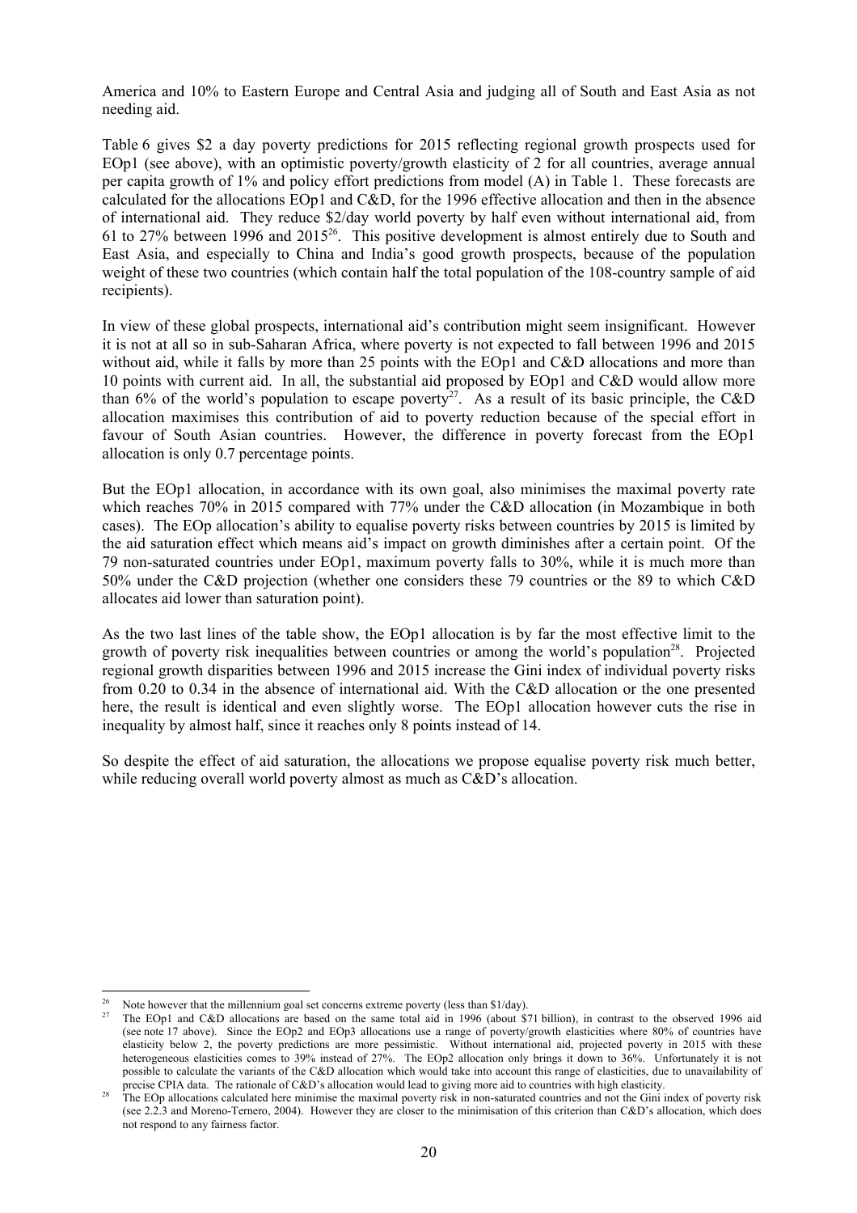America and 10% to Eastern Europe and Central Asia and judging all of South and East Asia as not needing aid.

Table 6 gives \$2 a day poverty predictions for 2015 reflecting regional growth prospects used for EOp1 (see above), with an optimistic poverty/growth elasticity of 2 for all countries, average annual per capita growth of 1% and policy effort predictions from model (A) in Table 1. These forecasts are calculated for the allocations EOp1 and C&D, for the 1996 effective allocation and then in the absence of international aid. They reduce \$2/day world poverty by half even without international aid, from 61 to 27% between 1996 and 2015[26]. This positive development is almost entirely due to South and East Asia, and especially to China and India's good growth prospects, because of the population weight of these two countries (which contain half the total population of the 108-country sample of aid recipients).

In view of these global prospects, international aid's contribution might seem insignificant. However it is not at all so in sub-Saharan Africa, where poverty is not expected to fall between 1996 and 2015 without aid, while it falls by more than 25 points with the EOp1 and C&D allocations and more than 10 points with current aid. In all, the substantial aid proposed by EOp1 and C&D would allow more than 6% of the world's population to escape poverty[27]. As a result of its basic principle, the C&D allocation maximises this contribution of aid to poverty reduction because of the special effort in favour of South Asian countries. However, the difference in poverty forecast from the EOp1 allocation is only 0.7 percentage points.

But the EOp1 allocation, in accordance with its own goal, also minimises the maximal poverty rate which reaches 70% in 2015 compared with 77% under the C&D allocation (in Mozambique in both cases). The EOp allocation's ability to equalise poverty risks between countries by 2015 is limited by the aid saturation effect which means aid's impact on growth diminishes after a certain point. Of the 79 non-saturated countries under EOp1, maximum poverty falls to 30%, while it is much more than 50% under the C&D projection (whether one considers these 79 countries or the 89 to which C&D allocates aid lower than saturation point).

As the two last lines of the table show, the EOp1 allocation is by far the most effective limit to the growth of poverty risk inequalities between countries or among the world's population[28]. Projected regional growth disparities between 1996 and 2015 increase the Gini index of individual poverty risks from 0.20 to 0.34 in the absence of international aid. With the C&D allocation or the one presented here, the result is identical and even slightly worse. The EOp1 allocation however cuts the rise in inequality by almost half, since it reaches only 8 points instead of 14.

So despite the effect of aid saturation, the allocations we propose equalise poverty risk much better, while reducing overall world poverty almost as much as C&D's allocation.

---

[26] Note however that the millennium goal set concerns extreme poverty (less than \$1/day).

[27] The EOp1 and C&D allocations are based on the same total aid in 1996 (about \$71 billion), in contrast to the observed 1996 aid (see note 17 above). Since the EOp2 and EOp3 allocations use a range of poverty/growth elasticities where 80% of countries have elasticity below 2, the poverty predictions are more pessimistic. Without international aid, projected poverty in 2015 with these heterogeneous elasticities comes to 39% instead of 27%. The EOp2 allocation only brings it down to 36%. Unfortunately it is not possible to calculate the variants of the C&D allocation which would take into account this range of elasticities, due to unavailability of precise CPIA data. The rationale of C&D's allocation would lead to giving more aid to countries with high elasticity.

[28] The EOp allocations calculated here minimise the maximal poverty risk in non-saturated countries and not the Gini index of poverty risk (see 2.2.3 and Moreno-Ternero, 2004). However they are closer to the minimisation of this criterion than C&D's allocation, which does not respond to any fairness factor.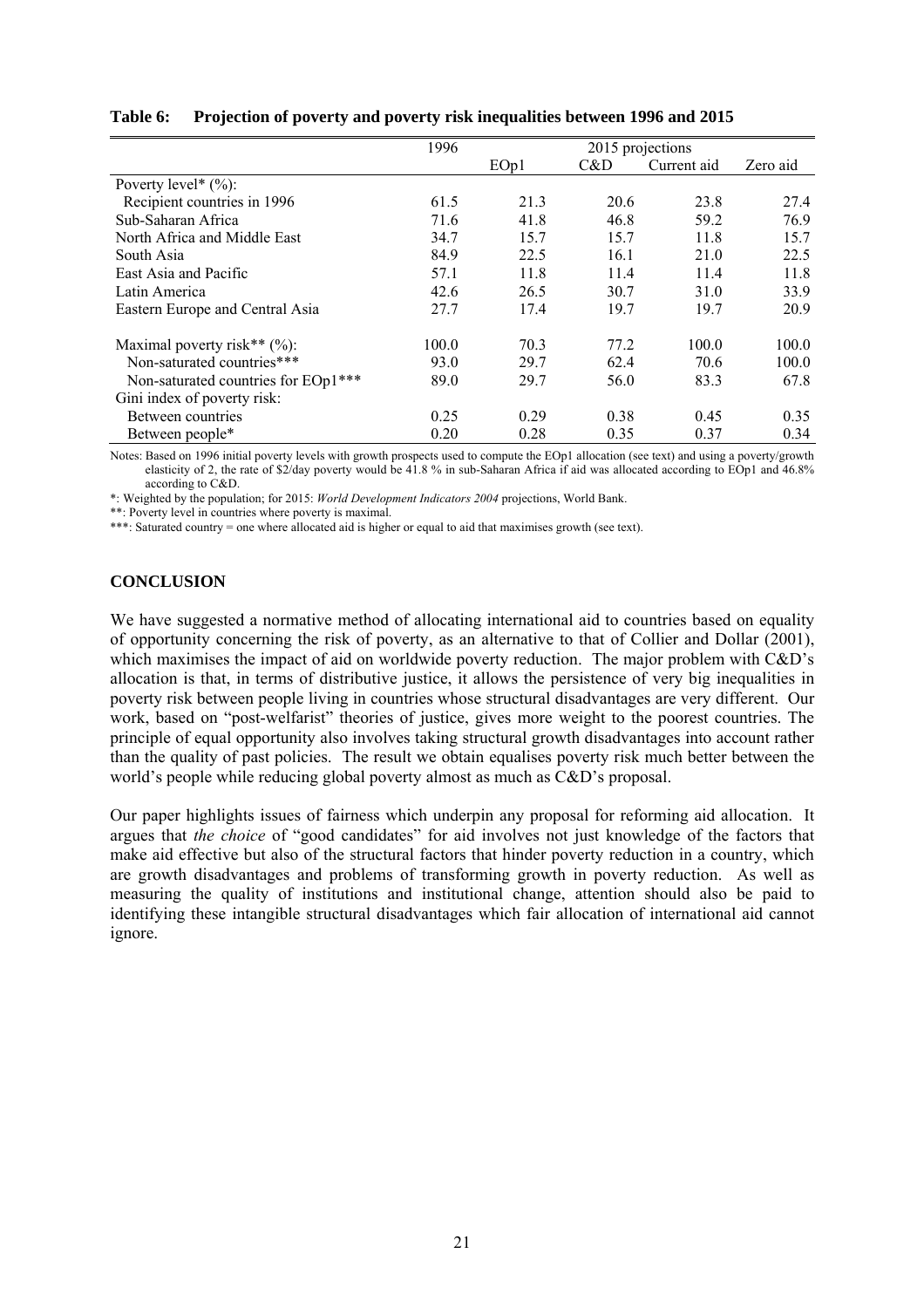**Table 6: Projection of poverty and poverty risk inequalities between 1996 and 2015**

| | 1996 | 2015 projections | | | |
|---|---|---|---|---|---|
| | | EOp1 | C&D | Current aid | Zero aid |
| Poverty level* (%): | | | | | |
| Recipient countries in 1996 | 61.5 | 21.3 | 20.6 | 23.8 | 27.4 |
| Sub-Saharan Africa | 71.6 | 41.8 | 46.8 | 59.2 | 76.9 |
| North Africa and Middle East | 34.7 | 15.7 | 15.7 | 11.8 | 15.7 |
| South Asia | 84.9 | 22.5 | 16.1 | 21.0 | 22.5 |
| East Asia and Pacific | 57.1 | 11.8 | 11.4 | 11.4 | 11.8 |
| Latin America | 42.6 | 26.5 | 30.7 | 31.0 | 33.9 |
| Eastern Europe and Central Asia | 27.7 | 17.4 | 19.7 | 19.7 | 20.9 |
| Maximal poverty risk** (%): | 100.0 | 70.3 | 77.2 | 100.0 | 100.0 |
| Non-saturated countries*** | 93.0 | 29.7 | 62.4 | 70.6 | 100.0 |
| Non-saturated countries for EOp1*** | 89.0 | 29.7 | 56.0 | 83.3 | 67.8 |
| Gini index of poverty risk: | | | | | |
| Between countries | 0.25 | 0.29 | 0.38 | 0.45 | 0.35 |
| Between people* | 0.20 | 0.28 | 0.35 | 0.37 | 0.34 |

Notes: Based on 1996 initial poverty levels with growth prospects used to compute the EOp1 allocation (see text) and using a poverty/growth elasticity of 2, the rate of $2/day poverty would be 41.8 % in sub-Saharan Africa if aid was allocated according to EOp1 and 46.8% according to C&D.

*: Weighted by the population; for 2015: *World Development Indicators 2004* projections, World Bank.

**: Poverty level in countries where poverty is maximal.

***: Saturated country = one where allocated aid is higher or equal to aid that maximises growth (see text).

## CONCLUSION

We have suggested a normative method of allocating international aid to countries based on equality of opportunity concerning the risk of poverty, as an alternative to that of Collier and Dollar (2001), which maximises the impact of aid on worldwide poverty reduction. The major problem with C&D's allocation is that, in terms of distributive justice, it allows the persistence of very big inequalities in poverty risk between people living in countries whose structural disadvantages are very different. Our work, based on "post-welfarist" theories of justice, gives more weight to the poorest countries. The principle of equal opportunity also involves taking structural growth disadvantages into account rather than the quality of past policies. The result we obtain equalises poverty risk much better between the world's people while reducing global poverty almost as much as C&D's proposal.

Our paper highlights issues of fairness which underpin any proposal for reforming aid allocation. It argues that *the choice* of "good candidates" for aid involves not just knowledge of the factors that make aid effective but also of the structural factors that hinder poverty reduction in a country, which are growth disadvantages and problems of transforming growth in poverty reduction. As well as measuring the quality of institutions and institutional change, attention should also be paid to identifying these intangible structural disadvantages which fair allocation of international aid cannot ignore.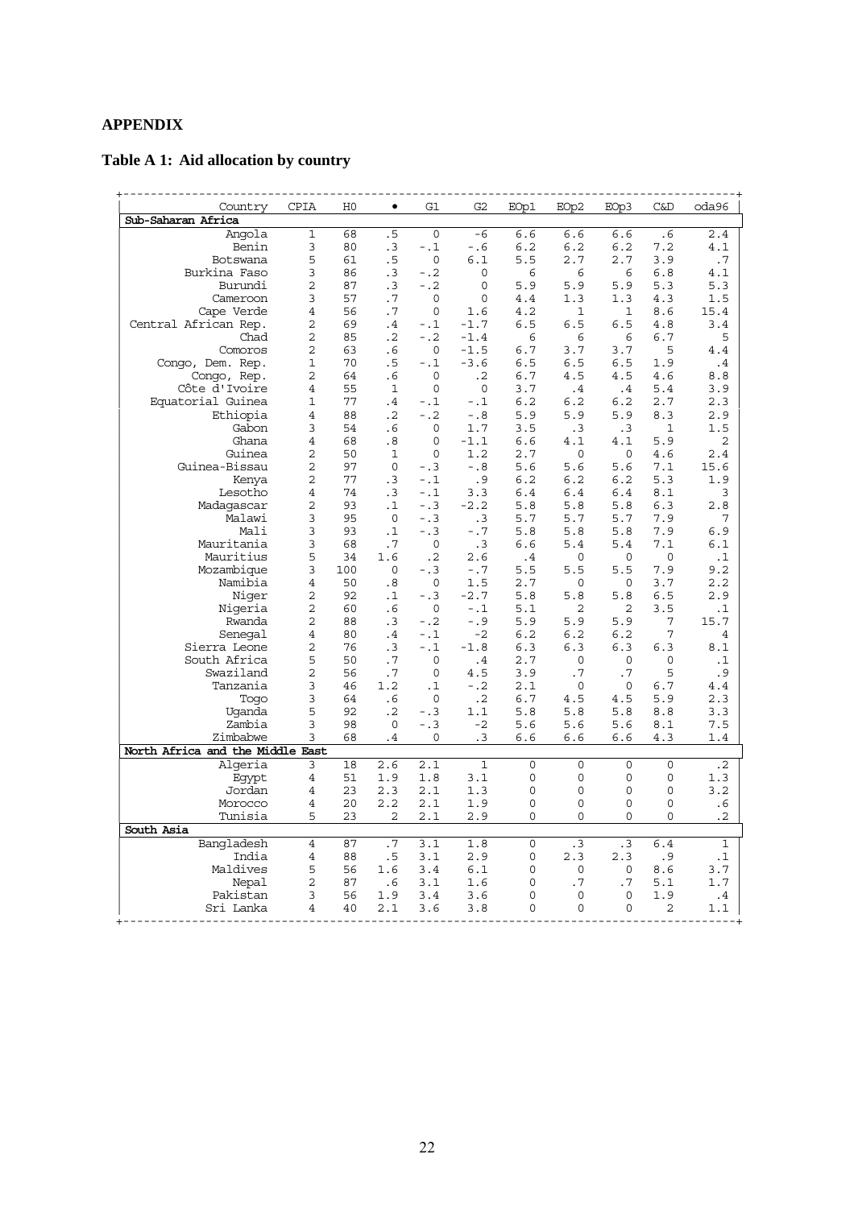## APPENDIX

### Table A 1: Aid allocation by country

| Country | CPIA | H0 | • | G1 | G2 | EOp1 | EOp2 | EOp3 | C&D | oda96 |
|---|---|---|---|---|---|---|---|---|---|---|
| **Sub-Saharan Africa** | | | | | | | | | | |
| Angola | 1 | 68 | .5 | 0 | -6 | 6.6 | 6.6 | 6.6 | .6 | 2.4 |
| Benin | 3 | 80 | .3 | -.1 | -.6 | 6.2 | 6.2 | 6.2 | 7.2 | 4.1 |
| Botswana | 5 | 61 | .5 | 0 | 6.1 | 5.5 | 2.7 | 2.7 | 3.9 | .7 |
| Burkina Faso | 3 | 86 | .3 | -.2 | 0 | 6 | 6 | 6 | 6.8 | 4.1 |
| Burundi | 2 | 87 | .3 | -.2 | 0 | 5.9 | 5.9 | 5.9 | 5.3 | 5.3 |
| Cameroon | 3 | 57 | .7 | 0 | 0 | 4.4 | 1.3 | 1.3 | 4.3 | 1.5 |
| Cape Verde | 4 | 56 | .7 | 0 | 1.6 | 4.2 | 1 | 1 | 8.6 | 15.4 |
| Central African Rep. | 2 | 69 | .4 | -.1 | -1.7 | 6.5 | 6.5 | 6.5 | 4.8 | 3.4 |
| Chad | 2 | 85 | .2 | -.2 | -1.4 | 6 | 6 | 6 | 6.7 | 5 |
| Comoros | 2 | 63 | .6 | 0 | -1.5 | 6.7 | 3.7 | 3.7 | 5 | 4.4 |
| Congo, Dem. Rep. | 1 | 70 | .5 | -.1 | -3.6 | 6.5 | 6.5 | 6.5 | 1.9 | .4 |
| Congo, Rep. | 2 | 64 | .6 | 0 | .2 | 6.7 | 4.5 | 4.5 | 4.6 | 8.8 |
| Côte d'Ivoire | 4 | 55 | 1 | 0 | 0 | 3.7 | .4 | .4 | 5.4 | 3.9 |
| Equatorial Guinea | 1 | 77 | .4 | -.1 | -.1 | 6.2 | 6.2 | 6.2 | 2.7 | 2.3 |
| Ethiopia | 4 | 88 | .2 | -.2 | -.8 | 5.9 | 5.9 | 5.9 | 8.3 | 2.9 |
| Gabon | 3 | 54 | .6 | 0 | 1.7 | 3.5 | .3 | .3 | 1 | 1.5 |
| Ghana | 4 | 68 | .8 | 0 | -1.1 | 6.6 | 4.1 | 4.1 | 5.9 | 2 |
| Guinea | 2 | 50 | 1 | 0 | 1.2 | 2.7 | 0 | 0 | 4.6 | 2.4 |
| Guinea-Bissau | 2 | 97 | 0 | -.3 | -.8 | 5.6 | 5.6 | 5.6 | 7.1 | 15.6 |
| Kenya | 2 | 77 | .3 | -.1 | .9 | 6.2 | 6.2 | 6.2 | 5.3 | 1.9 |
| Lesotho | 4 | 74 | .3 | -.1 | 3.3 | 6.4 | 6.4 | 6.4 | 8.1 | 3 |
| Madagascar | 2 | 93 | .1 | -.3 | -2.2 | 5.8 | 5.8 | 5.8 | 6.3 | 2.8 |
| Malawi | 3 | 95 | 0 | -.3 | .3 | 5.7 | 5.7 | 5.7 | 7.9 | 7 |
| Mali | 3 | 93 | .1 | -.3 | -.7 | 5.8 | 5.8 | 5.8 | 7.9 | 6.9 |
| Mauritania | 3 | 68 | .7 | 0 | .3 | 6.6 | 5.4 | 5.4 | 7.1 | 6.1 |
| Mauritius | 5 | 34 | 1.6 | .2 | 2.6 | .4 | 0 | 0 | 0 | .1 |
| Mozambique | 3 | 100 | 0 | -.3 | -.7 | 5.5 | 5.5 | 5.5 | 7.9 | 9.2 |
| Namibia | 4 | 50 | .8 | 0 | 1.5 | 2.7 | 0 | 0 | 3.7 | 2.2 |
| Niger | 2 | 92 | .1 | -.3 | -2.7 | 5.8 | 5.8 | 5.8 | 6.5 | 2.9 |
| Nigeria | 2 | 60 | .6 | 0 | -.1 | 5.1 | 2 | 2 | 3.5 | .1 |
| Rwanda | 2 | 88 | .3 | -.2 | -.9 | 5.9 | 5.9 | 5.9 | 7 | 15.7 |
| Senegal | 4 | 80 | .4 | -.1 | -2 | 6.2 | 6.2 | 6.2 | 7 | 4 |
| Sierra Leone | 2 | 76 | .3 | -.1 | -1.8 | 6.3 | 6.3 | 6.3 | 6.3 | 8.1 |
| South Africa | 5 | 50 | .7 | 0 | .4 | 2.7 | 0 | 0 | 0 | .1 |
| Swaziland | 2 | 56 | .7 | 0 | 4.5 | 3.9 | .7 | .7 | 5 | .9 |
| Tanzania | 3 | 46 | 1.2 | .1 | -.2 | 2.1 | 0 | 0 | 6.7 | 4.4 |
| Togo | 3 | 64 | .6 | 0 | .2 | 6.7 | 4.5 | 4.5 | 5.9 | 2.3 |
| Uganda | 5 | 92 | .2 | -.3 | 1.1 | 5.8 | 5.8 | 5.8 | 8.8 | 3.3 |
| Zambia | 3 | 98 | 0 | -.3 | -2 | 5.6 | 5.6 | 5.6 | 8.1 | 7.5 |
| Zimbabwe | 3 | 68 | .4 | 0 | .3 | 6.6 | 6.6 | 6.6 | 4.3 | 1.4 |
| **North Africa and the Middle East** | | | | | | | | | | |
| Algeria | 3 | 18 | 2.6 | 2.1 | 1 | 0 | 0 | 0 | 0 | .2 |
| Egypt | 4 | 51 | 1.9 | 1.8 | 3.1 | 0 | 0 | 0 | 0 | 1.3 |
| Jordan | 4 | 23 | 2.3 | 2.1 | 1.3 | 0 | 0 | 0 | 0 | 3.2 |
| Morocco | 4 | 20 | 2.2 | 2.1 | 1.9 | 0 | 0 | 0 | 0 | .6 |
| Tunisia | 5 | 23 | 2 | 2.1 | 2.9 | 0 | 0 | 0 | 0 | .2 |
| **South Asia** | | | | | | | | | | |
| Bangladesh | 4 | 87 | .7 | 3.1 | 1.8 | 0 | .3 | .3 | 6.4 | 1 |
| India | 4 | 88 | .5 | 3.1 | 2.9 | 0 | 2.3 | 2.3 | .9 | .1 |
| Maldives | 5 | 56 | 1.6 | 3.4 | 6.1 | 0 | 0 | 0 | 8.6 | 3.7 |
| Nepal | 2 | 87 | .6 | 3.1 | 1.6 | 0 | .7 | .7 | 5.1 | 1.7 |
| Pakistan | 3 | 56 | 1.9 | 3.4 | 3.6 | 0 | 0 | 0 | 1.9 | .4 |
| Sri Lanka | 4 | 40 | 2.1 | 3.6 | 3.8 | 0 | 0 | 0 | 2 | 1.1 |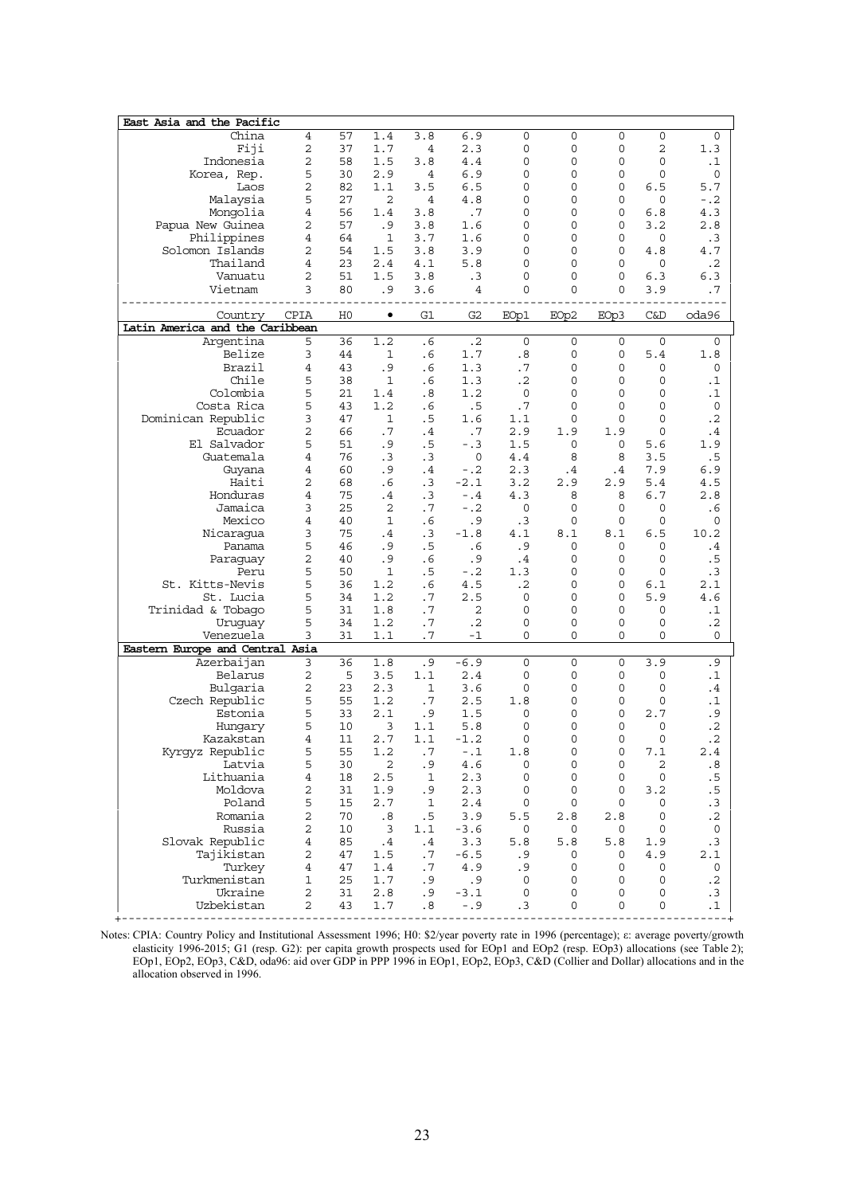| Country | CPIA | H0 | ε | G1 | G2 | EOp1 | EOp2 | EOp3 | C&D | oda96 |
|---|---|---|---|---|---|---|---|---|---|---|
| **East Asia and the Pacific** | | | | | | | | | | |
| China | 4 | 57 | 1.4 | 3.8 | 6.9 | 0 | 0 | 0 | 0 | 0 |
| Fiji | 2 | 37 | 1.7 | 4 | 2.3 | 0 | 0 | 0 | 2 | 1.3 |
| Indonesia | 2 | 58 | 1.5 | 3.8 | 4.4 | 0 | 0 | 0 | 0 | .1 |
| Korea, Rep. | 5 | 30 | 2.9 | 4 | 6.9 | 0 | 0 | 0 | 0 | 0 |
| Laos | 2 | 82 | 1.1 | 3.5 | 6.5 | 0 | 0 | 0 | 6.5 | 5.7 |
| Malaysia | 5 | 27 | 2 | 4 | 4.8 | 0 | 0 | 0 | 0 | -.2 |
| Mongolia | 4 | 56 | 1.4 | 3.8 | .7 | 0 | 0 | 0 | 6.8 | 4.3 |
| Papua New Guinea | 2 | 57 | .9 | 3.8 | 1.6 | 0 | 0 | 0 | 3.2 | 2.8 |
| Philippines | 4 | 64 | 1 | 3.7 | 1.6 | 0 | 0 | 0 | 0 | .3 |
| Solomon Islands | 2 | 54 | 1.5 | 3.8 | 3.9 | 0 | 0 | 0 | 4.8 | 4.7 |
| Thailand | 4 | 23 | 2.4 | 4.1 | 5.8 | 0 | 0 | 0 | 0 | .2 |
| Vanuatu | 2 | 51 | 1.5 | 3.8 | .3 | 0 | 0 | 0 | 6.3 | 6.3 |
| Vietnam | 3 | 80 | .9 | 3.6 | 4 | 0 | 0 | 0 | 3.9 | .7 |
| **Latin America and the Caribbean** | | | | | | | | | | |
| Argentina | 5 | 36 | 1.2 | .6 | .2 | 0 | 0 | 0 | 0 | 0 |
| Belize | 3 | 44 | 1 | .6 | 1.7 | .8 | 0 | 0 | 5.4 | 1.8 |
| Brazil | 4 | 43 | .9 | .6 | 1.3 | .7 | 0 | 0 | 0 | 0 |
| Chile | 5 | 38 | 1 | .6 | 1.3 | .2 | 0 | 0 | 0 | .1 |
| Colombia | 5 | 21 | 1.4 | .8 | 1.2 | 0 | 0 | 0 | 0 | .1 |
| Costa Rica | 5 | 43 | 1.2 | .6 | .5 | .7 | 0 | 0 | 0 | 0 |
| Dominican Republic | 3 | 47 | 1 | .5 | 1.6 | 1.1 | 0 | 0 | 0 | .2 |
| Ecuador | 2 | 66 | .7 | .4 | .7 | 2.9 | 1.9 | 1.9 | 0 | .4 |
| El Salvador | 5 | 51 | .9 | .5 | -.3 | 1.5 | 0 | 0 | 5.6 | 1.9 |
| Guatemala | 4 | 76 | .3 | .3 | 0 | 4.4 | 8 | 8 | 3.5 | .5 |
| Guyana | 4 | 60 | .9 | .4 | -.2 | 2.3 | .4 | .4 | 7.9 | 6.9 |
| Haiti | 2 | 68 | .6 | .3 | -2.1 | 3.2 | 2.9 | 2.9 | 5.4 | 4.5 |
| Honduras | 4 | 75 | .4 | .3 | -.4 | 4.3 | 8 | 8 | 6.7 | 2.8 |
| Jamaica | 3 | 25 | 2 | .7 | -.2 | 0 | 0 | 0 | 0 | .6 |
| Mexico | 4 | 40 | 1 | .6 | .9 | .3 | 0 | 0 | 0 | 0 |
| Nicaragua | 3 | 75 | .4 | .3 | -1.8 | 4.1 | 8.1 | 8.1 | 6.5 | 10.2 |
| Panama | 5 | 46 | .9 | .5 | .6 | .9 | 0 | 0 | 0 | .4 |
| Paraguay | 2 | 40 | .9 | .6 | .9 | .4 | 0 | 0 | 0 | .5 |
| Peru | 5 | 50 | 1 | .5 | -.2 | 1.3 | 0 | 0 | 0 | .3 |
| St. Kitts-Nevis | 5 | 36 | 1.2 | .6 | 4.5 | .2 | 0 | 0 | 6.1 | 2.1 |
| St. Lucia | 5 | 34 | 1.2 | .7 | 2.5 | 0 | 0 | 0 | 5.9 | 4.6 |
| Trinidad & Tobago | 5 | 31 | 1.8 | .7 | 2 | 0 | 0 | 0 | 0 | .1 |
| Uruguay | 5 | 34 | 1.2 | .7 | .2 | 0 | 0 | 0 | 0 | .2 |
| Venezuela | 3 | 31 | 1.1 | .7 | -1 | 0 | 0 | 0 | 0 | 0 |
| **Eastern Europe and Central Asia** | | | | | | | | | | |
| Azerbaijan | 3 | 36 | 1.8 | .9 | -6.9 | 0 | 0 | 0 | 3.9 | .9 |
| Belarus | 2 | 5 | 3.5 | 1.1 | 2.4 | 0 | 0 | 0 | 0 | .1 |
| Bulgaria | 2 | 23 | 2.3 | 1 | 3.6 | 0 | 0 | 0 | 0 | .4 |
| Czech Republic | 5 | 55 | 1.2 | .7 | 2.5 | 1.8 | 0 | 0 | 0 | .1 |
| Estonia | 5 | 33 | 2.1 | .9 | 1.5 | 0 | 0 | 0 | 2.7 | .9 |
| Hungary | 5 | 10 | 3 | 1.1 | 5.8 | 0 | 0 | 0 | 0 | .2 |
| Kazakstan | 4 | 11 | 2.7 | 1.1 | -1.2 | 0 | 0 | 0 | 0 | .2 |
| Kyrgyz Republic | 5 | 55 | 1.2 | .7 | -.1 | 1.8 | 0 | 0 | 7.1 | 2.4 |
| Latvia | 5 | 30 | 2 | .9 | 4.6 | 0 | 0 | 0 | 2 | .8 |
| Lithuania | 4 | 18 | 2.5 | 1 | 2.3 | 0 | 0 | 0 | 0 | .5 |
| Moldova | 2 | 31 | 1.9 | .9 | 2.3 | 0 | 0 | 0 | 3.2 | .5 |
| Poland | 5 | 15 | 2.7 | 1 | 2.4 | 0 | 0 | 0 | 0 | .3 |
| Romania | 2 | 70 | .8 | .5 | 3.9 | 5.5 | 2.8 | 2.8 | 0 | .2 |
| Russia | 2 | 10 | 3 | 1.1 | -3.6 | 0 | 0 | 0 | 0 | 0 |
| Slovak Republic | 4 | 85 | .4 | .4 | 3.3 | 5.8 | 5.8 | 5.8 | 1.9 | .3 |
| Tajikistan | 2 | 47 | 1.5 | .7 | -6.5 | .9 | 0 | 0 | 4.9 | 2.1 |
| Turkey | 4 | 47 | 1.4 | .7 | 4.9 | .9 | 0 | 0 | 0 | 0 |
| Turkmenistan | 1 | 25 | 1.7 | .9 | .9 | 0 | 0 | 0 | 0 | .2 |
| Ukraine | 2 | 31 | 2.8 | .9 | -3.1 | 0 | 0 | 0 | 0 | .3 |
| Uzbekistan | 2 | 43 | 1.7 | .8 | -.9 | .3 | 0 | 0 | 0 | .1 |

Notes: CPIA: Country Policy and Institutional Assessment 1996; H0: \$2/year poverty rate in 1996 (percentage); ε: average poverty/growth elasticity 1996-2015; G1 (resp. G2): per capita growth prospects used for EOp1 and EOp2 (resp. EOp3) allocations (see Table 2); EOp1, EOp2, EOp3, C&D, oda96: aid over GDP in PPP 1996 in EOp1, EOp2, EOp3, C&D (Collier and Dollar) allocations and in the allocation observed in 1996.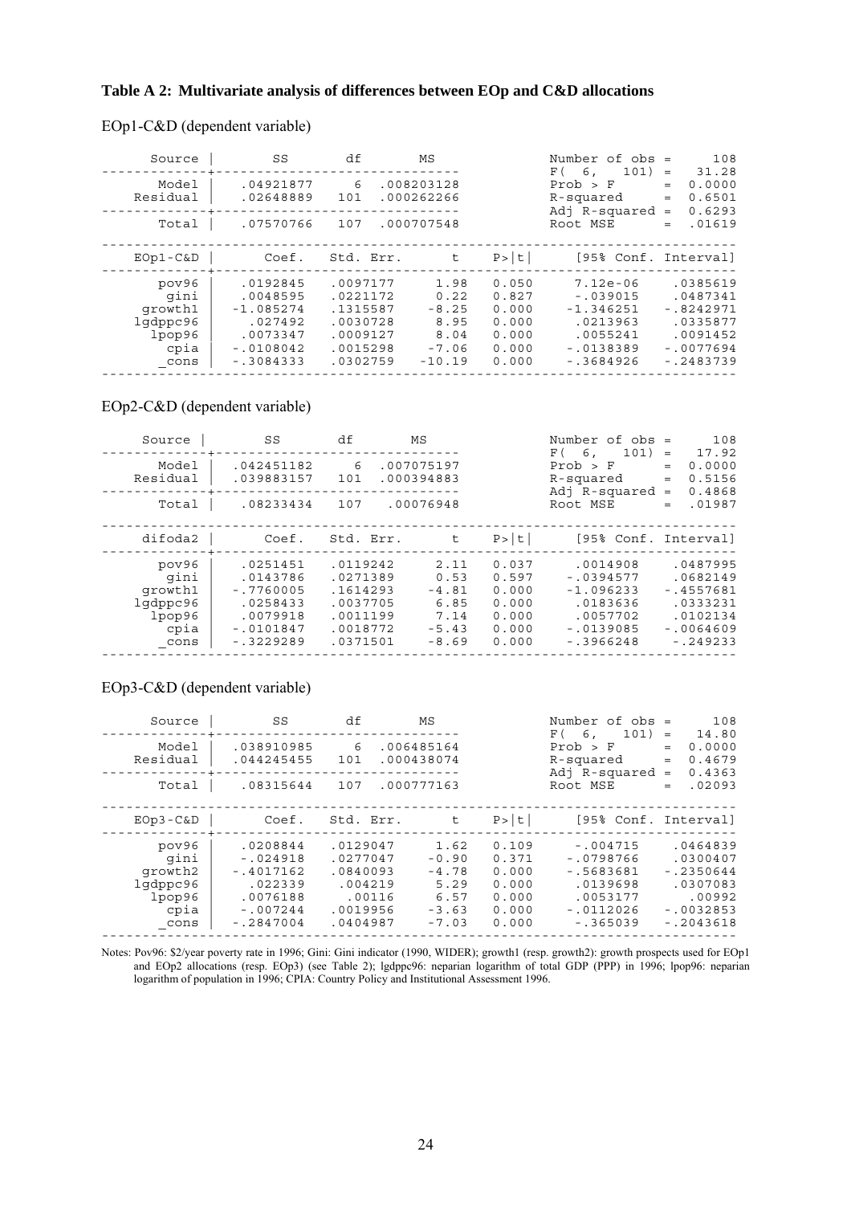**Table A 2: Multivariate analysis of differences between EOp and C&D allocations**

EOp1-C&D (dependent variable)

| Source | SS | df | MS |
|---|---|---|---|
| Model | .04921877 | 6 | .008203128 |
| Residual | .02648889 | 101 | .000262266 |
| Total | .07570766 | 107 | .000707548 |

Number of obs = 108
F( 6, 101) = 31.28
Prob > F = 0.0000
R-squared = 0.6501
Adj R-squared = 0.6293
Root MSE = .01619

| EOp1-C&D | Coef. | Std. Err. | t | P>\|t\| | [95% Conf. | Interval] |
|---|---|---|---|---|---|---|
| pov96 | .0192845 | .0097177 | 1.98 | 0.050 | 7.12e-06 | .0385619 |
| gini | .0048595 | .0221172 | 0.22 | 0.827 | -.039015 | .0487341 |
| growth1 | -1.085274 | .1315587 | -8.25 | 0.000 | -1.346251 | -.8242971 |
| lgdppc96 | .027492 | .0030728 | 8.95 | 0.000 | .0213963 | .0335877 |
| lpop96 | .0073347 | .0009127 | 8.04 | 0.000 | .0055241 | .0091452 |
| cpia | -.0108042 | .0015298 | -7.06 | 0.000 | -.0138389 | -.0077694 |
| _cons | -.3084333 | .0302759 | -10.19 | 0.000 | -.3684926 | -.2483739 |

EOp2-C&D (dependent variable)

| Source | SS | df | MS |
|---|---|---|---|
| Model | .042451182 | 6 | .007075197 |
| Residual | .039883157 | 101 | .000394883 |
| Total | .08233434 | 107 | .00076948 |

Number of obs = 108
F( 6, 101) = 17.92
Prob > F = 0.0000
R-squared = 0.5156
Adj R-squared = 0.4868
Root MSE = .01987

| difoda2 | Coef. | Std. Err. | t | P>\|t\| | [95% Conf. | Interval] |
|---|---|---|---|---|---|---|
| pov96 | .0251451 | .0119242 | 2.11 | 0.037 | .0014908 | .0487995 |
| gini | .0143786 | .0271389 | 0.53 | 0.597 | -.0394577 | .0682149 |
| growth1 | -.7760005 | .1614293 | -4.81 | 0.000 | -1.096233 | -.4557681 |
| lgdppc96 | .0258433 | .0037705 | 6.85 | 0.000 | .0183636 | .0333231 |
| lpop96 | .0079918 | .0011199 | 7.14 | 0.000 | .0057702 | .0102134 |
| cpia | -.0101847 | .0018772 | -5.43 | 0.000 | -.0139085 | -.0064609 |
| _cons | -.3229289 | .0371501 | -8.69 | 0.000 | -.3966248 | -.249233 |

EOp3-C&D (dependent variable)

| Source | SS | df | MS |
|---|---|---|---|
| Model | .038910985 | 6 | .006485164 |
| Residual | .044245455 | 101 | .000438074 |
| Total | .08315644 | 107 | .000777163 |

Number of obs = 108
F( 6, 101) = 14.80
Prob > F = 0.0000
R-squared = 0.4679
Adj R-squared = 0.4363
Root MSE = .02093

| EOp3-C&D | Coef. | Std. Err. | t | P>\|t\| | [95% Conf. | Interval] |
|---|---|---|---|---|---|---|
| pov96 | .0208844 | .0129047 | 1.62 | 0.109 | -.004715 | .0464839 |
| gini | -.024918 | .0277047 | -0.90 | 0.371 | -.0798766 | .0300407 |
| growth2 | -.4017162 | .0840093 | -4.78 | 0.000 | -.5683681 | -.2350644 |
| lgdppc96 | .022339 | .004219 | 5.29 | 0.000 | .0139698 | .0307083 |
| lpop96 | .0076188 | .00116 | 6.57 | 0.000 | .0053177 | .00992 |
| cpia | -.007244 | .0019956 | -3.63 | 0.000 | -.0112026 | -.0032853 |
| _cons | -.2847004 | .0404987 | -7.03 | 0.000 | -.365039 | -.2043618 |

Notes: Pov96: $2/year poverty rate in 1996; Gini: Gini indicator (1990, WIDER); growth1 (resp. growth2): growth prospects used for EOp1 and EOp2 allocations (resp. EOp3) (see Table 2); lgdppc96: neparian logarithm of total GDP (PPP) in 1996; lpop96: neparian logarithm of population in 1996; CPIA: Country Policy and Institutional Assessment 1996.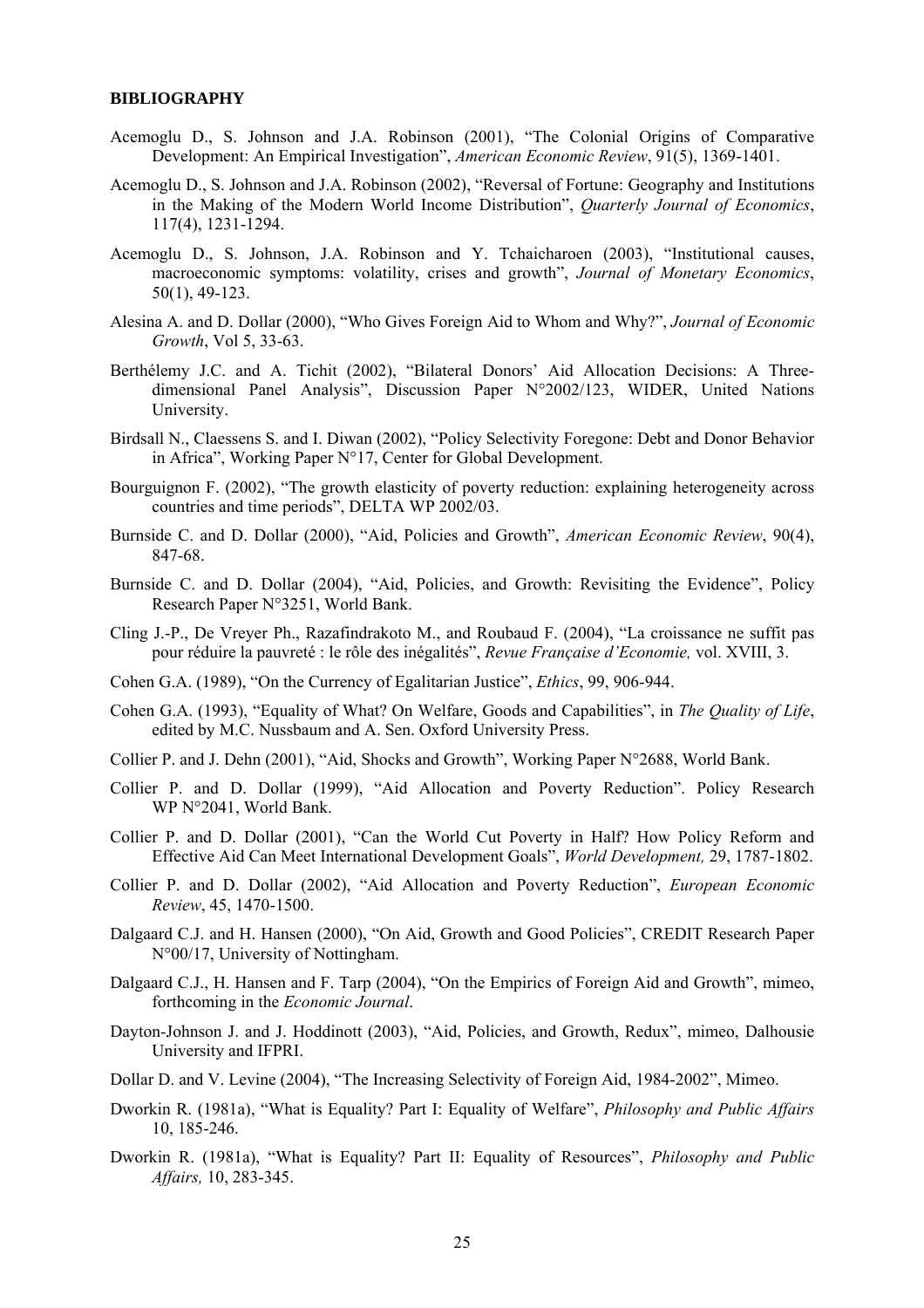**BIBLIOGRAPHY**

Acemoglu D., S. Johnson and J.A. Robinson (2001), "The Colonial Origins of Comparative Development: An Empirical Investigation", *American Economic Review*, 91(5), 1369-1401.

Acemoglu D., S. Johnson and J.A. Robinson (2002), "Reversal of Fortune: Geography and Institutions in the Making of the Modern World Income Distribution", *Quarterly Journal of Economics*, 117(4), 1231-1294.

Acemoglu D., S. Johnson, J.A. Robinson and Y. Tchaicharoen (2003), "Institutional causes, macroeconomic symptoms: volatility, crises and growth", *Journal of Monetary Economics*, 50(1), 49-123.

Alesina A. and D. Dollar (2000), "Who Gives Foreign Aid to Whom and Why?", *Journal of Economic Growth*, Vol 5, 33-63.

Berthélemy J.C. and A. Tichit (2002), "Bilateral Donors' Aid Allocation Decisions: A Three-dimensional Panel Analysis", Discussion Paper N°2002/123, WIDER, United Nations University.

Birdsall N., Claessens S. and I. Diwan (2002), "Policy Selectivity Foregone: Debt and Donor Behavior in Africa", Working Paper N°17, Center for Global Development.

Bourguignon F. (2002), "The growth elasticity of poverty reduction: explaining heterogeneity across countries and time periods", DELTA WP 2002/03.

Burnside C. and D. Dollar (2000), "Aid, Policies and Growth", *American Economic Review*, 90(4), 847-68.

Burnside C. and D. Dollar (2004), "Aid, Policies, and Growth: Revisiting the Evidence", Policy Research Paper N°3251, World Bank.

Cling J.-P., De Vreyer Ph., Razafindrakoto M., and Roubaud F. (2004), "La croissance ne suffit pas pour réduire la pauvreté : le rôle des inégalités", *Revue Française d'Economie,* vol. XVIII, 3.

Cohen G.A. (1989), "On the Currency of Egalitarian Justice", *Ethics*, 99, 906-944.

Cohen G.A. (1993), "Equality of What? On Welfare, Goods and Capabilities", in *The Quality of Life*, edited by M.C. Nussbaum and A. Sen. Oxford University Press.

Collier P. and J. Dehn (2001), "Aid, Shocks and Growth", Working Paper N°2688, World Bank.

Collier P. and D. Dollar (1999), "Aid Allocation and Poverty Reduction". Policy Research WP N°2041, World Bank.

Collier P. and D. Dollar (2001), "Can the World Cut Poverty in Half? How Policy Reform and Effective Aid Can Meet International Development Goals", *World Development,* 29, 1787-1802.

Collier P. and D. Dollar (2002), "Aid Allocation and Poverty Reduction", *European Economic Review*, 45, 1470-1500.

Dalgaard C.J. and H. Hansen (2000), "On Aid, Growth and Good Policies", CREDIT Research Paper N°00/17, University of Nottingham.

Dalgaard C.J., H. Hansen and F. Tarp (2004), "On the Empirics of Foreign Aid and Growth", mimeo, forthcoming in the *Economic Journal*.

Dayton-Johnson J. and J. Hoddinott (2003), "Aid, Policies, and Growth, Redux", mimeo, Dalhousie University and IFPRI.

Dollar D. and V. Levine (2004), "The Increasing Selectivity of Foreign Aid, 1984-2002", Mimeo.

Dworkin R. (1981a), "What is Equality? Part I: Equality of Welfare", *Philosophy and Public Affairs* 10, 185-246.

Dworkin R. (1981a), "What is Equality? Part II: Equality of Resources", *Philosophy and Public Affairs,* 10, 283-345.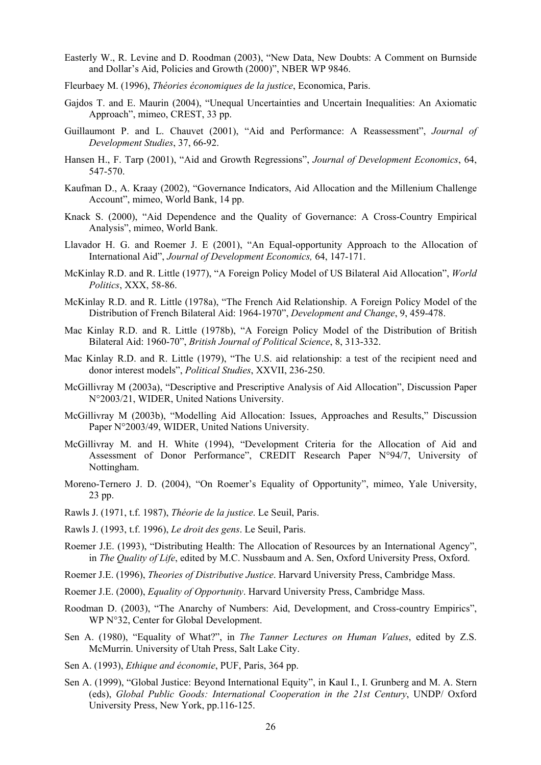Easterly W., R. Levine and D. Roodman (2003), "New Data, New Doubts: A Comment on Burnside and Dollar's Aid, Policies and Growth (2000)", NBER WP 9846.

Fleurbaey M. (1996), *Théories économiques de la justice*, Economica, Paris.

Gajdos T. and E. Maurin (2004), "Unequal Uncertainties and Uncertain Inequalities: An Axiomatic Approach", mimeo, CREST, 33 pp.

Guillaumont P. and L. Chauvet (2001), "Aid and Performance: A Reassessment", *Journal of Development Studies*, 37, 66-92.

Hansen H., F. Tarp (2001), "Aid and Growth Regressions", *Journal of Development Economics*, 64, 547-570.

Kaufman D., A. Kraay (2002), "Governance Indicators, Aid Allocation and the Millenium Challenge Account", mimeo, World Bank, 14 pp.

Knack S. (2000), "Aid Dependence and the Quality of Governance: A Cross-Country Empirical Analysis", mimeo, World Bank.

Llavador H. G. and Roemer J. E (2001), "An Equal-opportunity Approach to the Allocation of International Aid", *Journal of Development Economics,* 64, 147-171.

McKinlay R.D. and R. Little (1977), "A Foreign Policy Model of US Bilateral Aid Allocation", *World Politics*, XXX, 58-86.

McKinlay R.D. and R. Little (1978a), "The French Aid Relationship. A Foreign Policy Model of the Distribution of French Bilateral Aid: 1964-1970", *Development and Change*, 9, 459-478.

Mac Kinlay R.D. and R. Little (1978b), "A Foreign Policy Model of the Distribution of British Bilateral Aid: 1960-70", *British Journal of Political Science*, 8, 313-332.

Mac Kinlay R.D. and R. Little (1979), "The U.S. aid relationship: a test of the recipient need and donor interest models", *Political Studies*, XXVII, 236-250.

McGillivray M (2003a), "Descriptive and Prescriptive Analysis of Aid Allocation", Discussion Paper N°2003/21, WIDER, United Nations University.

McGillivray M (2003b), "Modelling Aid Allocation: Issues, Approaches and Results," Discussion Paper N°2003/49, WIDER, United Nations University.

McGillivray M. and H. White (1994), "Development Criteria for the Allocation of Aid and Assessment of Donor Performance", CREDIT Research Paper N°94/7, University of Nottingham.

Moreno-Ternero J. D. (2004), "On Roemer's Equality of Opportunity", mimeo, Yale University, 23 pp.

Rawls J. (1971, t.f. 1987), *Théorie de la justice*. Le Seuil, Paris.

Rawls J. (1993, t.f. 1996), *Le droit des gens*. Le Seuil, Paris.

Roemer J.E. (1993), "Distributing Health: The Allocation of Resources by an International Agency", in *The Quality of Life*, edited by M.C. Nussbaum and A. Sen, Oxford University Press, Oxford.

Roemer J.E. (1996), *Theories of Distributive Justice*. Harvard University Press, Cambridge Mass.

Roemer J.E. (2000), *Equality of Opportunity*. Harvard University Press, Cambridge Mass.

Roodman D. (2003), "The Anarchy of Numbers: Aid, Development, and Cross-country Empirics", WP N°32, Center for Global Development.

Sen A. (1980), "Equality of What?", in *The Tanner Lectures on Human Values*, edited by Z.S. McMurrin. University of Utah Press, Salt Lake City.

Sen A. (1993), *Ethique and économie*, PUF, Paris, 364 pp.

Sen A. (1999), "Global Justice: Beyond International Equity", in Kaul I., I. Grunberg and M. A. Stern (eds), *Global Public Goods: International Cooperation in the 21st Century*, UNDP/ Oxford University Press, New York, pp.116-125.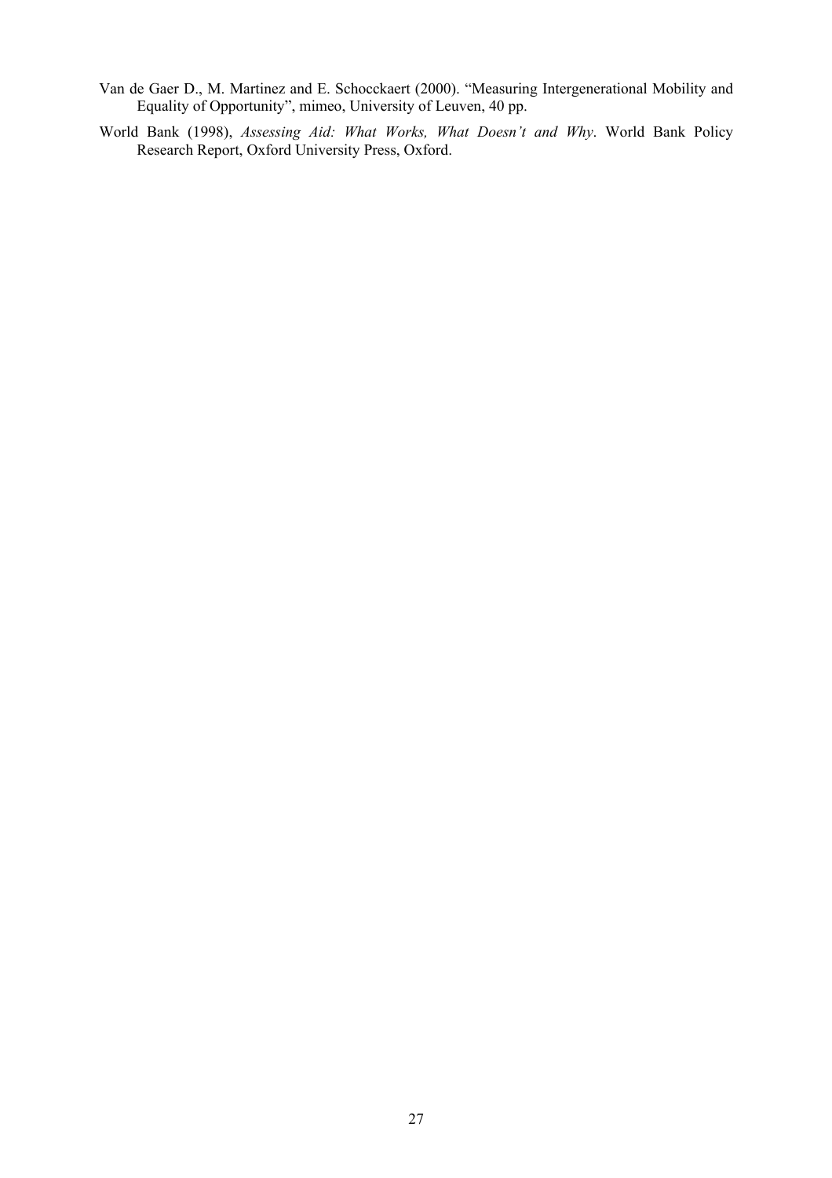Van de Gaer D., M. Martinez and E. Schocckaert (2000). "Measuring Intergenerational Mobility and Equality of Opportunity", mimeo, University of Leuven, 40 pp.

World Bank (1998), *Assessing Aid: What Works, What Doesn't and Why*. World Bank Policy Research Report, Oxford University Press, Oxford.